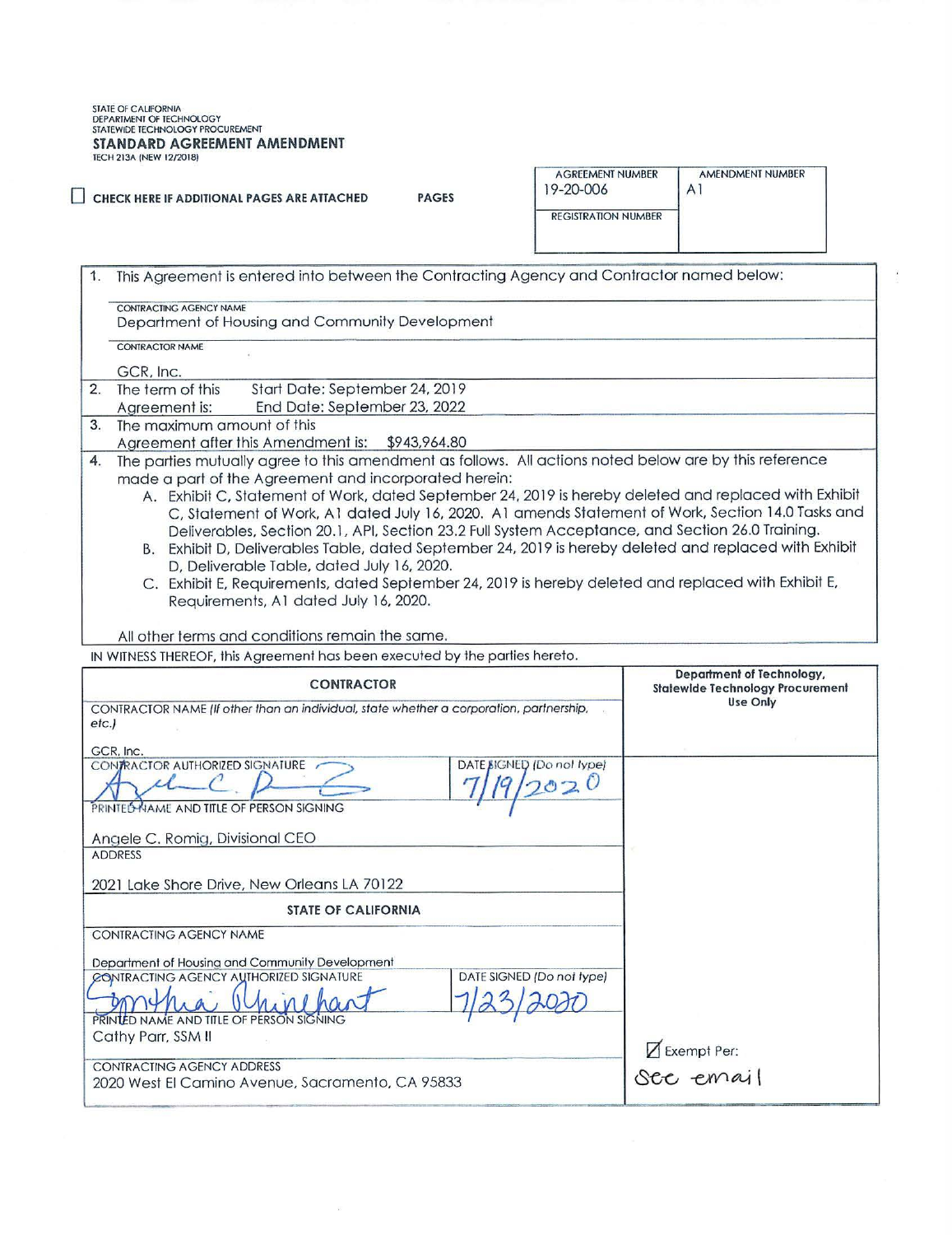STATE OF CALIFORNIA
DEPARTMENT OF TECHNOLOGY
STATEWIDE TECHNOLOGY PROCUREMENT

**STANDARD AGREEMENT AMENDMENT**

TECH 213A (NEW 12/2018)

☐ **CHECK HERE IF ADDITIONAL PAGES ARE ATTACHED** **PAGES**

| AGREEMENT NUMBER | AMENDMENT NUMBER |
|---|---|
| 19-20-006 | A1 |
| REGISTRATION NUMBER | |

1. This Agreement is entered into between the Contracting Agency and Contractor named below:

   CONTRACTING AGENCY NAME
   Department of Housing and Community Development

   CONTRACTOR NAME
   GCR, Inc.

2. The term of this Agreement is: Start Date: September 24, 2019 End Date: September 23, 2022

3. The maximum amount of this Agreement after this Amendment is: $943,964.80

4. The parties mutually agree to this amendment as follows. All actions noted below are by this reference made a part of the Agreement and incorporated herein:

   A. Exhibit C, Statement of Work, dated September 24, 2019 is hereby deleted and replaced with Exhibit C, Statement of Work, A1 dated July 16, 2020. A1 amends Statement of Work, Section 14.0 Tasks and Deliverables, Section 20.1, API, Section 23.2 Full System Acceptance, and Section 26.0 Training.

   B. Exhibit D, Deliverables Table, dated September 24, 2019 is hereby deleted and replaced with Exhibit D, Deliverable Table, dated July 16, 2020.

   C. Exhibit E, Requirements, dated September 24, 2019 is hereby deleted and replaced with Exhibit E, Requirements, A1 dated July 16, 2020.

   All other terms and conditions remain the same.

IN WITNESS THEREOF, this Agreement has been executed by the parties hereto.

| **CONTRACTOR** | | **Department of Technology, Statewide Technology Procurement Use Only** |
|---|---|---|
| CONTRACTOR NAME *(If other than an individual, state whether a corporation, partnership, etc.)* GCR, Inc. | | |
| CONTRACTOR AUTHORIZED SIGNATURE [signature] | DATE SIGNED *(Do not type)* 7/19/2020 | |
| PRINTED NAME AND TITLE OF PERSON SIGNING Angele C. Romig, Divisional CEO | | |
| ADDRESS 2021 Lake Shore Drive, New Orleans LA 70122 | | |
| **STATE OF CALIFORNIA** | | |
| CONTRACTING AGENCY NAME Department of Housing and Community Development | | |
| CONTRACTING AGENCY AUTHORIZED SIGNATURE [signature] | DATE SIGNED *(Do not type)* 7/23/2020 | |
| PRINTED NAME AND TITLE OF PERSON SIGNING Cathy Parr, SSM II | | ☑ Exempt Per: |
| CONTRACTING AGENCY ADDRESS 2020 West El Camino Avenue, Sacramento, CA 95833 | | See email |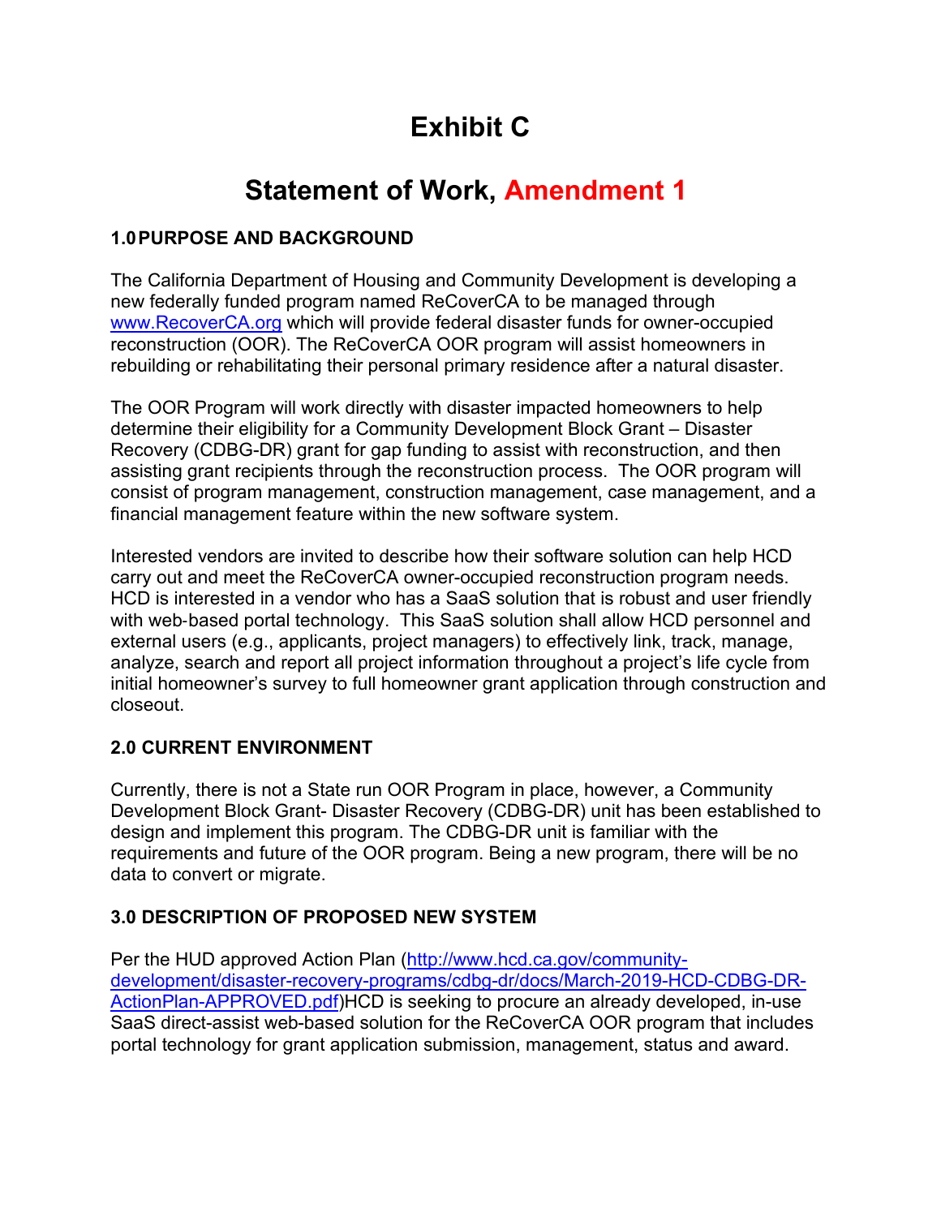# Exhibit C

# Statement of Work, Amendment 1

## 1.0 PURPOSE AND BACKGROUND

The California Department of Housing and Community Development is developing a new federally funded program named ReCoverCA to be managed through www.RecoverCA.org which will provide federal disaster funds for owner-occupied reconstruction (OOR). The ReCoverCA OOR program will assist homeowners in rebuilding or rehabilitating their personal primary residence after a natural disaster.

The OOR Program will work directly with disaster impacted homeowners to help determine their eligibility for a Community Development Block Grant – Disaster Recovery (CDBG-DR) grant for gap funding to assist with reconstruction, and then assisting grant recipients through the reconstruction process. The OOR program will consist of program management, construction management, case management, and a financial management feature within the new software system.

Interested vendors are invited to describe how their software solution can help HCD carry out and meet the ReCoverCA owner-occupied reconstruction program needs. HCD is interested in a vendor who has a SaaS solution that is robust and user friendly with web-based portal technology. This SaaS solution shall allow HCD personnel and external users (e.g., applicants, project managers) to effectively link, track, manage, analyze, search and report all project information throughout a project's life cycle from initial homeowner's survey to full homeowner grant application through construction and closeout.

## 2.0 CURRENT ENVIRONMENT

Currently, there is not a State run OOR Program in place, however, a Community Development Block Grant- Disaster Recovery (CDBG-DR) unit has been established to design and implement this program. The CDBG-DR unit is familiar with the requirements and future of the OOR program. Being a new program, there will be no data to convert or migrate.

## 3.0 DESCRIPTION OF PROPOSED NEW SYSTEM

Per the HUD approved Action Plan (http://www.hcd.ca.gov/community-development/disaster-recovery-programs/cdbg-dr/docs/March-2019-HCD-CDBG-DR-ActionPlan-APPROVED.pdf)HCD is seeking to procure an already developed, in-use SaaS direct-assist web-based solution for the ReCoverCA OOR program that includes portal technology for grant application submission, management, status and award.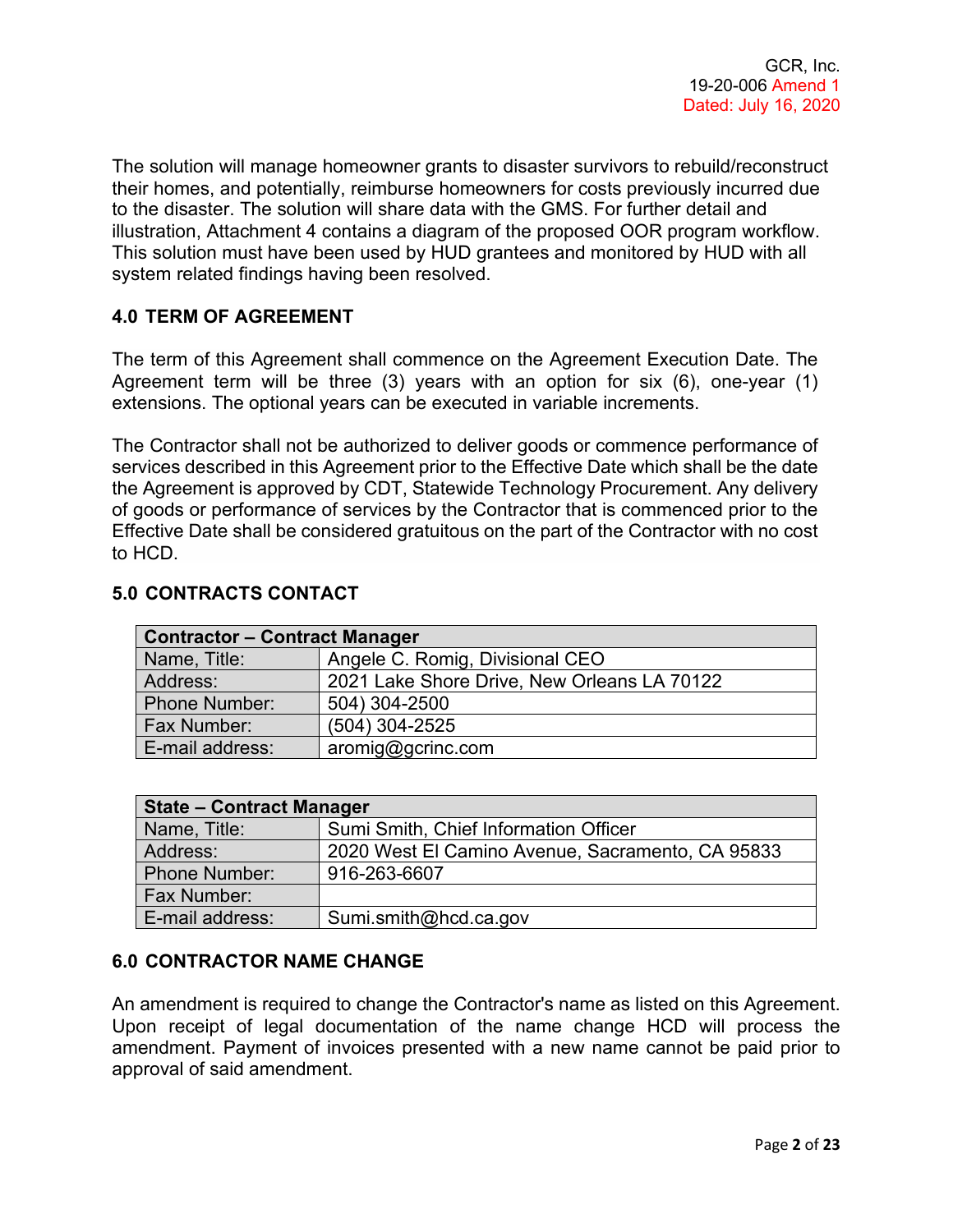The solution will manage homeowner grants to disaster survivors to rebuild/reconstruct their homes, and potentially, reimburse homeowners for costs previously incurred due to the disaster. The solution will share data with the GMS. For further detail and illustration, Attachment 4 contains a diagram of the proposed OOR program workflow. This solution must have been used by HUD grantees and monitored by HUD with all system related findings having been resolved.

## 4.0 TERM OF AGREEMENT

The term of this Agreement shall commence on the Agreement Execution Date. The Agreement term will be three (3) years with an option for six (6), one-year (1) extensions. The optional years can be executed in variable increments.

The Contractor shall not be authorized to deliver goods or commence performance of services described in this Agreement prior to the Effective Date which shall be the date the Agreement is approved by CDT, Statewide Technology Procurement. Any delivery of goods or performance of services by the Contractor that is commenced prior to the Effective Date shall be considered gratuitous on the part of the Contractor with no cost to HCD.

## 5.0 CONTRACTS CONTACT

| **Contractor – Contract Manager** | |
|---|---|
| Name, Title: | Angele C. Romig, Divisional CEO |
| Address: | 2021 Lake Shore Drive, New Orleans LA 70122 |
| Phone Number: | 504) 304-2500 |
| Fax Number: | (504) 304-2525 |
| E-mail address: | aromig@gcrinc.com |

| **State – Contract Manager** | |
|---|---|
| Name, Title: | Sumi Smith, Chief Information Officer |
| Address: | 2020 West El Camino Avenue, Sacramento, CA 95833 |
| Phone Number: | 916-263-6607 |
| Fax Number: | |
| E-mail address: | Sumi.smith@hcd.ca.gov |

## 6.0 CONTRACTOR NAME CHANGE

An amendment is required to change the Contractor's name as listed on this Agreement. Upon receipt of legal documentation of the name change HCD will process the amendment. Payment of invoices presented with a new name cannot be paid prior to approval of said amendment.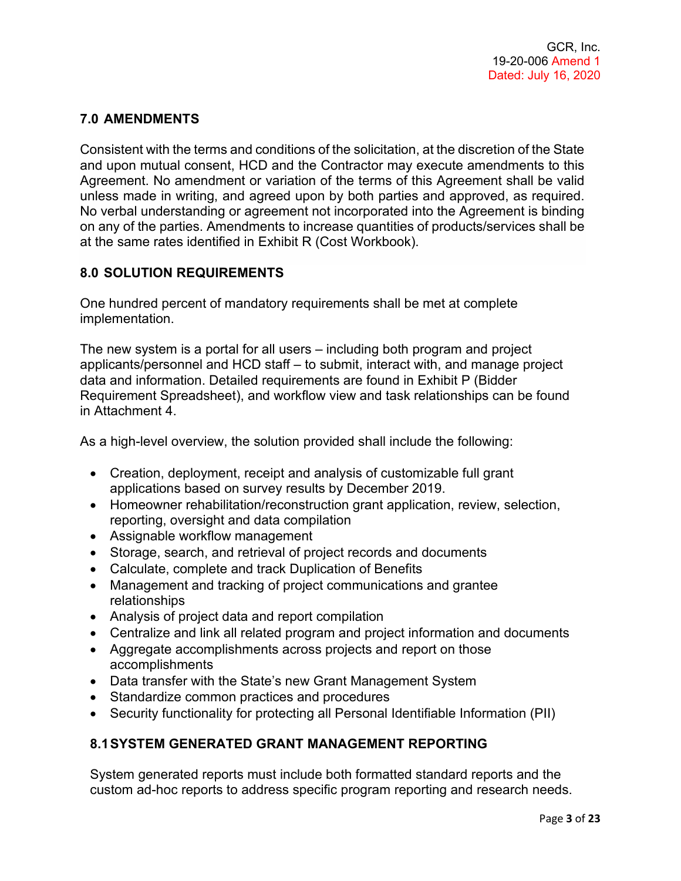## 7.0 AMENDMENTS

Consistent with the terms and conditions of the solicitation, at the discretion of the State and upon mutual consent, HCD and the Contractor may execute amendments to this Agreement. No amendment or variation of the terms of this Agreement shall be valid unless made in writing, and agreed upon by both parties and approved, as required. No verbal understanding or agreement not incorporated into the Agreement is binding on any of the parties. Amendments to increase quantities of products/services shall be at the same rates identified in Exhibit R (Cost Workbook).

## 8.0 SOLUTION REQUIREMENTS

One hundred percent of mandatory requirements shall be met at complete implementation.

The new system is a portal for all users – including both program and project applicants/personnel and HCD staff – to submit, interact with, and manage project data and information. Detailed requirements are found in Exhibit P (Bidder Requirement Spreadsheet), and workflow view and task relationships can be found in Attachment 4.

As a high-level overview, the solution provided shall include the following:

- Creation, deployment, receipt and analysis of customizable full grant applications based on survey results by December 2019.
- Homeowner rehabilitation/reconstruction grant application, review, selection, reporting, oversight and data compilation
- Assignable workflow management
- Storage, search, and retrieval of project records and documents
- Calculate, complete and track Duplication of Benefits
- Management and tracking of project communications and grantee relationships
- Analysis of project data and report compilation
- Centralize and link all related program and project information and documents
- Aggregate accomplishments across projects and report on those accomplishments
- Data transfer with the State's new Grant Management System
- Standardize common practices and procedures
- Security functionality for protecting all Personal Identifiable Information (PII)

### 8.1 SYSTEM GENERATED GRANT MANAGEMENT REPORTING

System generated reports must include both formatted standard reports and the custom ad-hoc reports to address specific program reporting and research needs.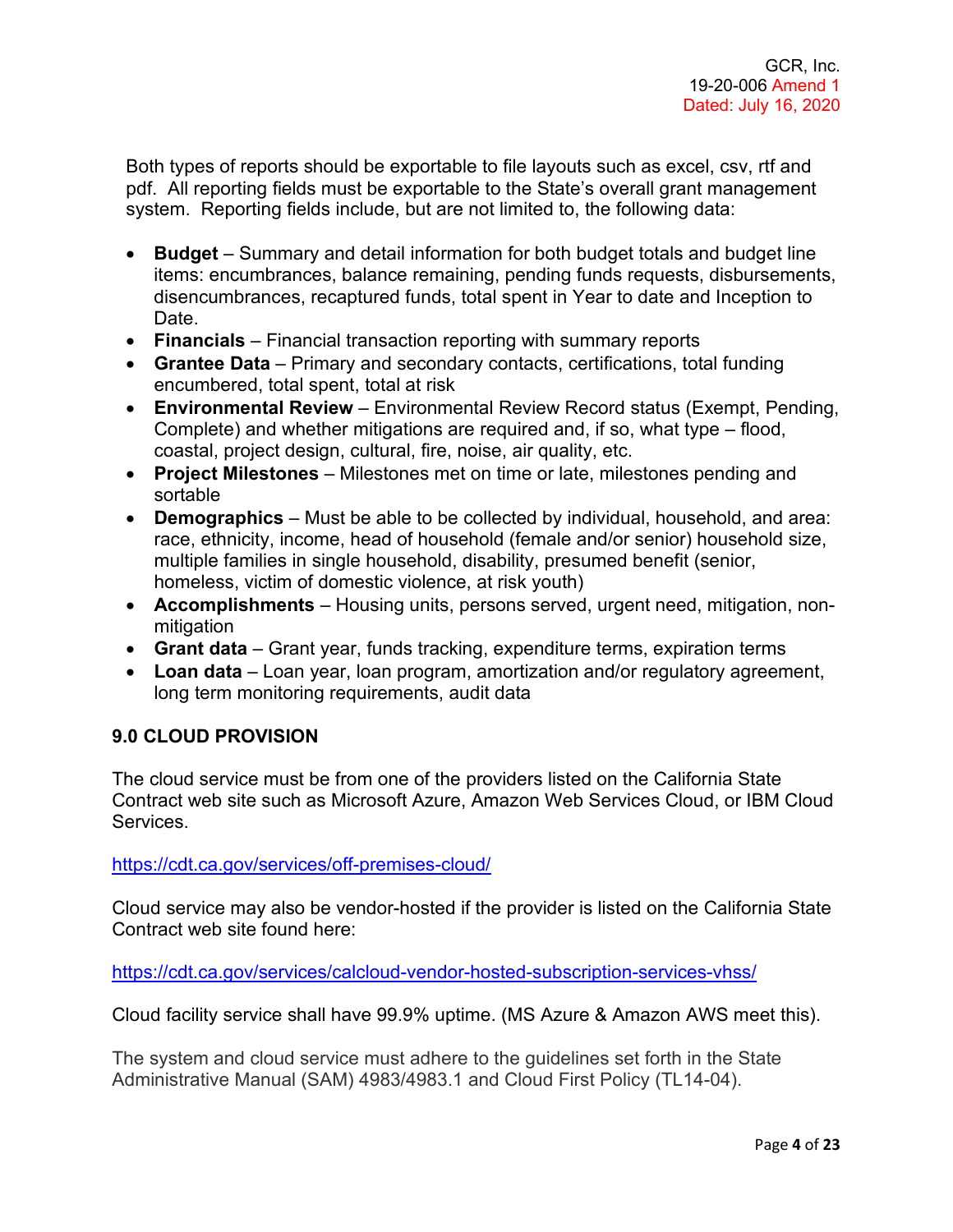Both types of reports should be exportable to file layouts such as excel, csv, rtf and pdf. All reporting fields must be exportable to the State's overall grant management system. Reporting fields include, but are not limited to, the following data:

- **Budget** – Summary and detail information for both budget totals and budget line items: encumbrances, balance remaining, pending funds requests, disbursements, disencumbrances, recaptured funds, total spent in Year to date and Inception to Date.
- **Financials** – Financial transaction reporting with summary reports
- **Grantee Data** – Primary and secondary contacts, certifications, total funding encumbered, total spent, total at risk
- **Environmental Review** – Environmental Review Record status (Exempt, Pending, Complete) and whether mitigations are required and, if so, what type – flood, coastal, project design, cultural, fire, noise, air quality, etc.
- **Project Milestones** – Milestones met on time or late, milestones pending and sortable
- **Demographics** – Must be able to be collected by individual, household, and area: race, ethnicity, income, head of household (female and/or senior) household size, multiple families in single household, disability, presumed benefit (senior, homeless, victim of domestic violence, at risk youth)
- **Accomplishments** – Housing units, persons served, urgent need, mitigation, non-mitigation
- **Grant data** – Grant year, funds tracking, expenditure terms, expiration terms
- **Loan data** – Loan year, loan program, amortization and/or regulatory agreement, long term monitoring requirements, audit data

## 9.0 CLOUD PROVISION

The cloud service must be from one of the providers listed on the California State Contract web site such as Microsoft Azure, Amazon Web Services Cloud, or IBM Cloud Services.

https://cdt.ca.gov/services/off-premises-cloud/

Cloud service may also be vendor-hosted if the provider is listed on the California State Contract web site found here:

https://cdt.ca.gov/services/calcloud-vendor-hosted-subscription-services-vhss/

Cloud facility service shall have 99.9% uptime. (MS Azure & Amazon AWS meet this).

The system and cloud service must adhere to the guidelines set forth in the State Administrative Manual (SAM) 4983/4983.1 and Cloud First Policy (TL14-04).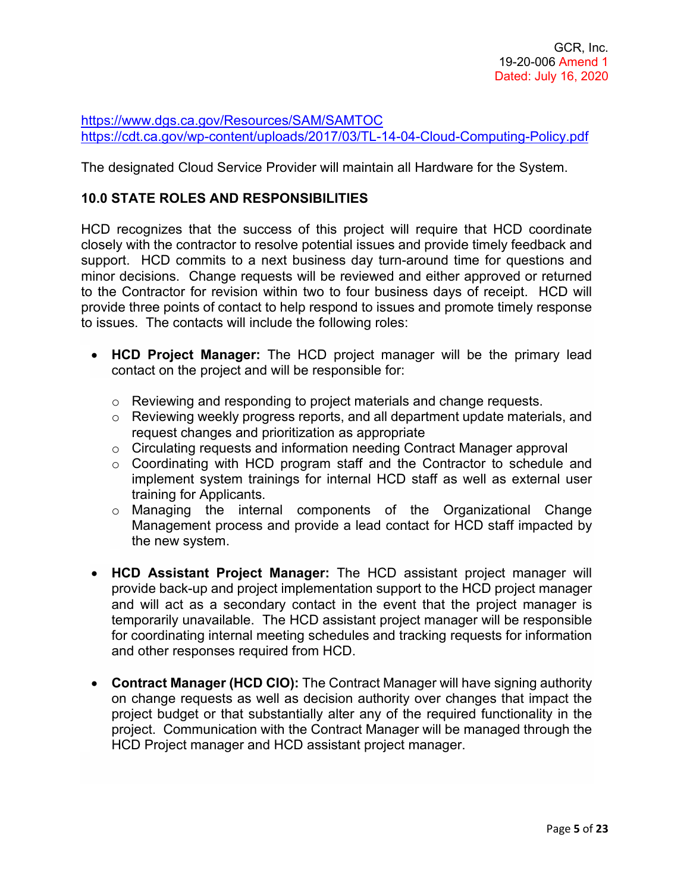https://www.dgs.ca.gov/Resources/SAM/SAMTOC
https://cdt.ca.gov/wp-content/uploads/2017/03/TL-14-04-Cloud-Computing-Policy.pdf

The designated Cloud Service Provider will maintain all Hardware for the System.

## 10.0 STATE ROLES AND RESPONSIBILITIES

HCD recognizes that the success of this project will require that HCD coordinate closely with the contractor to resolve potential issues and provide timely feedback and support. HCD commits to a next business day turn-around time for questions and minor decisions. Change requests will be reviewed and either approved or returned to the Contractor for revision within two to four business days of receipt. HCD will provide three points of contact to help respond to issues and promote timely response to issues. The contacts will include the following roles:

- **HCD Project Manager:** The HCD project manager will be the primary lead contact on the project and will be responsible for:
  - Reviewing and responding to project materials and change requests.
  - Reviewing weekly progress reports, and all department update materials, and request changes and prioritization as appropriate
  - Circulating requests and information needing Contract Manager approval
  - Coordinating with HCD program staff and the Contractor to schedule and implement system trainings for internal HCD staff as well as external user training for Applicants.
  - Managing the internal components of the Organizational Change Management process and provide a lead contact for HCD staff impacted by the new system.

- **HCD Assistant Project Manager:** The HCD assistant project manager will provide back-up and project implementation support to the HCD project manager and will act as a secondary contact in the event that the project manager is temporarily unavailable. The HCD assistant project manager will be responsible for coordinating internal meeting schedules and tracking requests for information and other responses required from HCD.

- **Contract Manager (HCD CIO):** The Contract Manager will have signing authority on change requests as well as decision authority over changes that impact the project budget or that substantially alter any of the required functionality in the project. Communication with the Contract Manager will be managed through the HCD Project manager and HCD assistant project manager.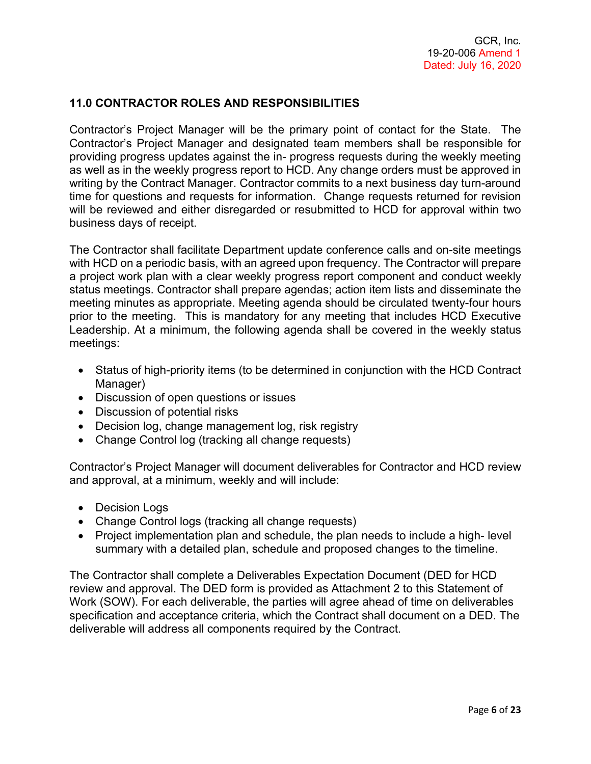## 11.0 CONTRACTOR ROLES AND RESPONSIBILITIES

Contractor's Project Manager will be the primary point of contact for the State. The Contractor's Project Manager and designated team members shall be responsible for providing progress updates against the in- progress requests during the weekly meeting as well as in the weekly progress report to HCD. Any change orders must be approved in writing by the Contract Manager. Contractor commits to a next business day turn-around time for questions and requests for information. Change requests returned for revision will be reviewed and either disregarded or resubmitted to HCD for approval within two business days of receipt.

The Contractor shall facilitate Department update conference calls and on-site meetings with HCD on a periodic basis, with an agreed upon frequency. The Contractor will prepare a project work plan with a clear weekly progress report component and conduct weekly status meetings. Contractor shall prepare agendas; action item lists and disseminate the meeting minutes as appropriate. Meeting agenda should be circulated twenty-four hours prior to the meeting. This is mandatory for any meeting that includes HCD Executive Leadership. At a minimum, the following agenda shall be covered in the weekly status meetings:

- Status of high-priority items (to be determined in conjunction with the HCD Contract Manager)
- Discussion of open questions or issues
- Discussion of potential risks
- Decision log, change management log, risk registry
- Change Control log (tracking all change requests)

Contractor's Project Manager will document deliverables for Contractor and HCD review and approval, at a minimum, weekly and will include:

- Decision Logs
- Change Control logs (tracking all change requests)
- Project implementation plan and schedule, the plan needs to include a high- level summary with a detailed plan, schedule and proposed changes to the timeline.

The Contractor shall complete a Deliverables Expectation Document (DED for HCD review and approval. The DED form is provided as Attachment 2 to this Statement of Work (SOW). For each deliverable, the parties will agree ahead of time on deliverables specification and acceptance criteria, which the Contract shall document on a DED. The deliverable will address all components required by the Contract.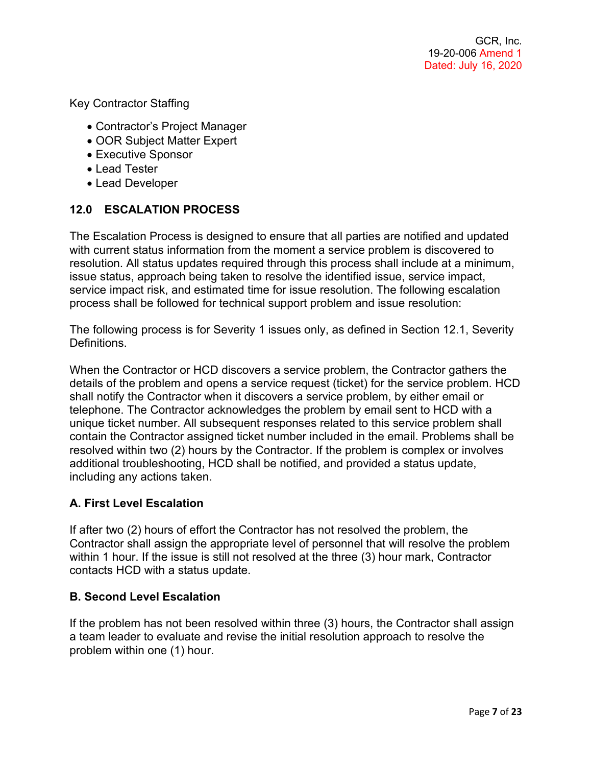Key Contractor Staffing

- Contractor's Project Manager
- OOR Subject Matter Expert
- Executive Sponsor
- Lead Tester
- Lead Developer

## 12.0 ESCALATION PROCESS

The Escalation Process is designed to ensure that all parties are notified and updated with current status information from the moment a service problem is discovered to resolution. All status updates required through this process shall include at a minimum, issue status, approach being taken to resolve the identified issue, service impact, service impact risk, and estimated time for issue resolution. The following escalation process shall be followed for technical support problem and issue resolution:

The following process is for Severity 1 issues only, as defined in Section 12.1, Severity Definitions.

When the Contractor or HCD discovers a service problem, the Contractor gathers the details of the problem and opens a service request (ticket) for the service problem. HCD shall notify the Contractor when it discovers a service problem, by either email or telephone. The Contractor acknowledges the problem by email sent to HCD with a unique ticket number. All subsequent responses related to this service problem shall contain the Contractor assigned ticket number included in the email. Problems shall be resolved within two (2) hours by the Contractor. If the problem is complex or involves additional troubleshooting, HCD shall be notified, and provided a status update, including any actions taken.

### A. First Level Escalation

If after two (2) hours of effort the Contractor has not resolved the problem, the Contractor shall assign the appropriate level of personnel that will resolve the problem within 1 hour. If the issue is still not resolved at the three (3) hour mark, Contractor contacts HCD with a status update.

### B. Second Level Escalation

If the problem has not been resolved within three (3) hours, the Contractor shall assign a team leader to evaluate and revise the initial resolution approach to resolve the problem within one (1) hour.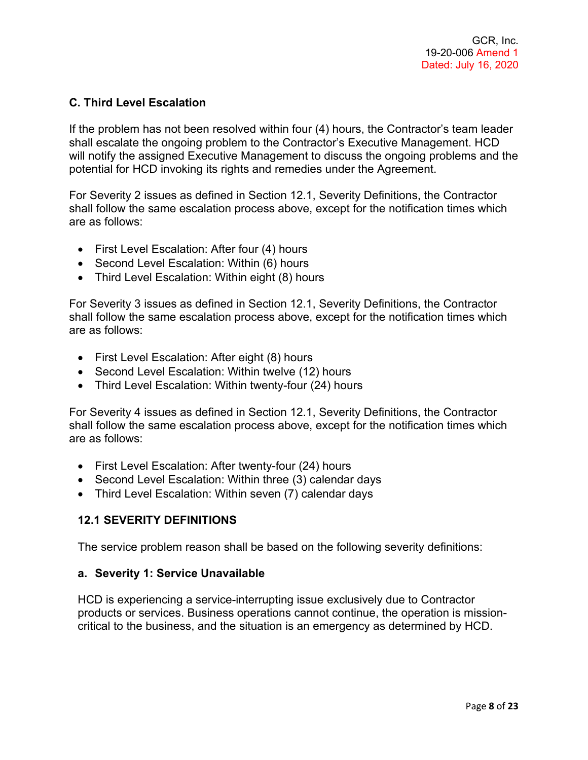### C. Third Level Escalation

If the problem has not been resolved within four (4) hours, the Contractor's team leader shall escalate the ongoing problem to the Contractor's Executive Management. HCD will notify the assigned Executive Management to discuss the ongoing problems and the potential for HCD invoking its rights and remedies under the Agreement.

For Severity 2 issues as defined in Section 12.1, Severity Definitions, the Contractor shall follow the same escalation process above, except for the notification times which are as follows:

- First Level Escalation: After four (4) hours
- Second Level Escalation: Within (6) hours
- Third Level Escalation: Within eight (8) hours

For Severity 3 issues as defined in Section 12.1, Severity Definitions, the Contractor shall follow the same escalation process above, except for the notification times which are as follows:

- First Level Escalation: After eight (8) hours
- Second Level Escalation: Within twelve (12) hours
- Third Level Escalation: Within twenty-four (24) hours

For Severity 4 issues as defined in Section 12.1, Severity Definitions, the Contractor shall follow the same escalation process above, except for the notification times which are as follows:

- First Level Escalation: After twenty-four (24) hours
- Second Level Escalation: Within three (3) calendar days
- Third Level Escalation: Within seven (7) calendar days

## 12.1 SEVERITY DEFINITIONS

The service problem reason shall be based on the following severity definitions:

### a. Severity 1: Service Unavailable

HCD is experiencing a service-interrupting issue exclusively due to Contractor products or services. Business operations cannot continue, the operation is mission-critical to the business, and the situation is an emergency as determined by HCD.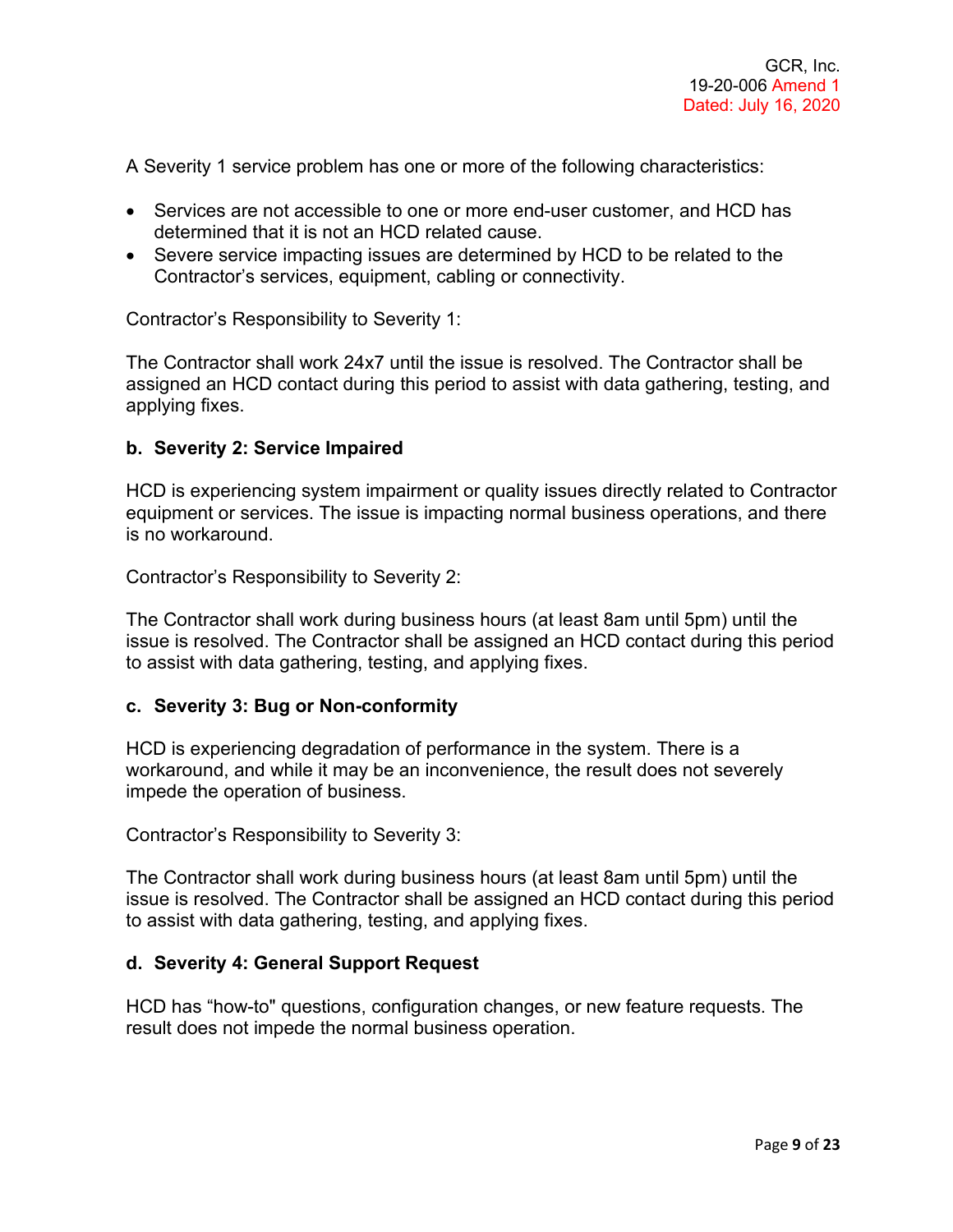A Severity 1 service problem has one or more of the following characteristics:

- Services are not accessible to one or more end-user customer, and HCD has determined that it is not an HCD related cause.
- Severe service impacting issues are determined by HCD to be related to the Contractor's services, equipment, cabling or connectivity.

Contractor's Responsibility to Severity 1:

The Contractor shall work 24x7 until the issue is resolved. The Contractor shall be assigned an HCD contact during this period to assist with data gathering, testing, and applying fixes.

**b. Severity 2: Service Impaired**

HCD is experiencing system impairment or quality issues directly related to Contractor equipment or services. The issue is impacting normal business operations, and there is no workaround.

Contractor's Responsibility to Severity 2:

The Contractor shall work during business hours (at least 8am until 5pm) until the issue is resolved. The Contractor shall be assigned an HCD contact during this period to assist with data gathering, testing, and applying fixes.

**c. Severity 3: Bug or Non-conformity**

HCD is experiencing degradation of performance in the system. There is a workaround, and while it may be an inconvenience, the result does not severely impede the operation of business.

Contractor's Responsibility to Severity 3:

The Contractor shall work during business hours (at least 8am until 5pm) until the issue is resolved. The Contractor shall be assigned an HCD contact during this period to assist with data gathering, testing, and applying fixes.

**d. Severity 4: General Support Request**

HCD has "how-to" questions, configuration changes, or new feature requests. The result does not impede the normal business operation.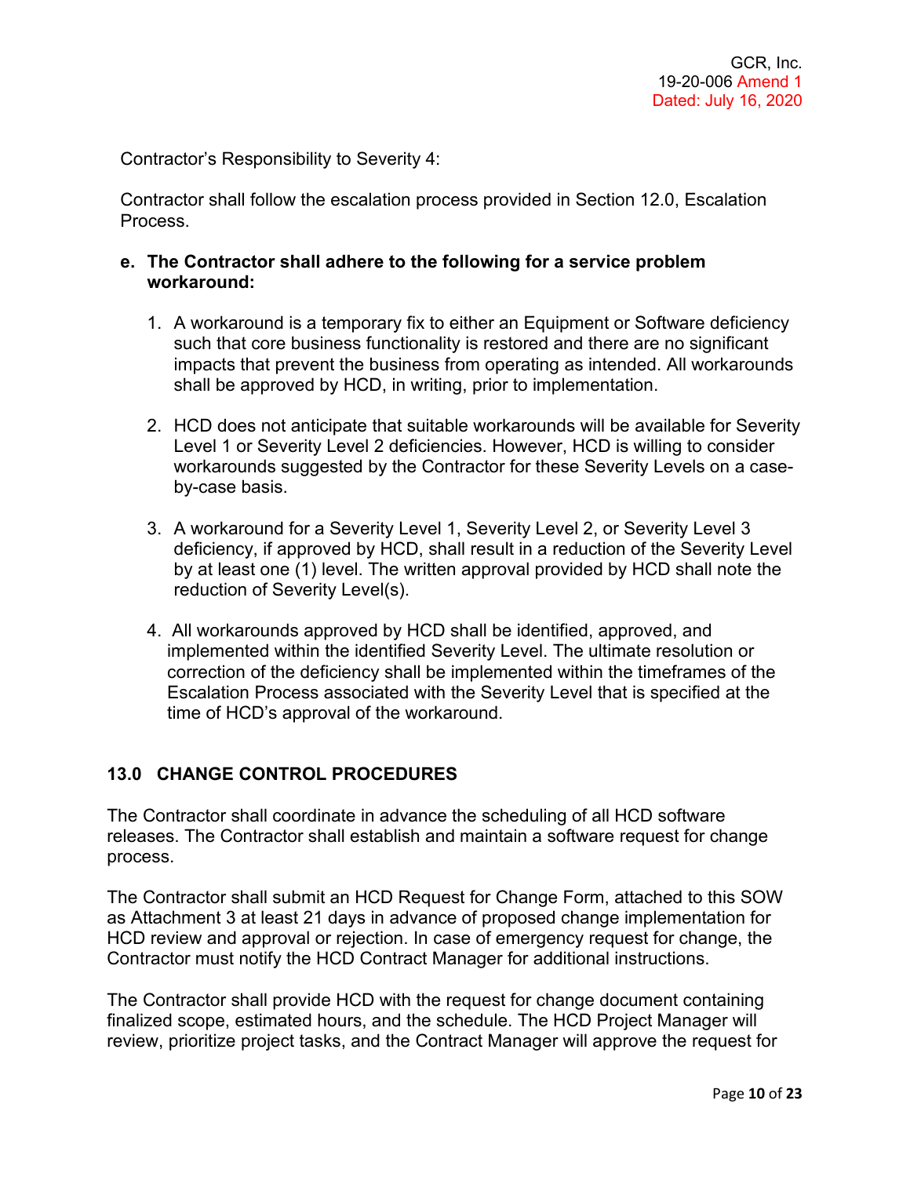Contractor's Responsibility to Severity 4:

Contractor shall follow the escalation process provided in Section 12.0, Escalation Process.

**e. The Contractor shall adhere to the following for a service problem workaround:**

1. A workaround is a temporary fix to either an Equipment or Software deficiency such that core business functionality is restored and there are no significant impacts that prevent the business from operating as intended. All workarounds shall be approved by HCD, in writing, prior to implementation.

2. HCD does not anticipate that suitable workarounds will be available for Severity Level 1 or Severity Level 2 deficiencies. However, HCD is willing to consider workarounds suggested by the Contractor for these Severity Levels on a case-by-case basis.

3. A workaround for a Severity Level 1, Severity Level 2, or Severity Level 3 deficiency, if approved by HCD, shall result in a reduction of the Severity Level by at least one (1) level. The written approval provided by HCD shall note the reduction of Severity Level(s).

4. All workarounds approved by HCD shall be identified, approved, and implemented within the identified Severity Level. The ultimate resolution or correction of the deficiency shall be implemented within the timeframes of the Escalation Process associated with the Severity Level that is specified at the time of HCD's approval of the workaround.

## 13.0 CHANGE CONTROL PROCEDURES

The Contractor shall coordinate in advance the scheduling of all HCD software releases. The Contractor shall establish and maintain a software request for change process.

The Contractor shall submit an HCD Request for Change Form, attached to this SOW as Attachment 3 at least 21 days in advance of proposed change implementation for HCD review and approval or rejection. In case of emergency request for change, the Contractor must notify the HCD Contract Manager for additional instructions.

The Contractor shall provide HCD with the request for change document containing finalized scope, estimated hours, and the schedule. The HCD Project Manager will review, prioritize project tasks, and the Contract Manager will approve the request for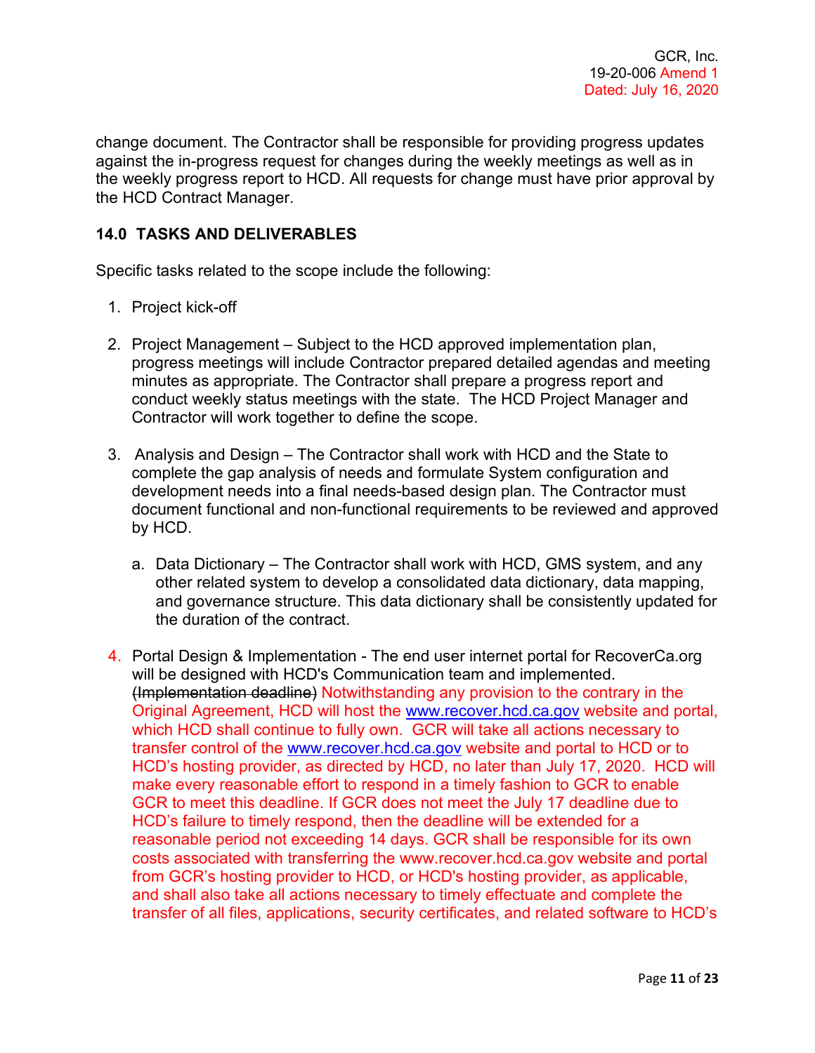change document. The Contractor shall be responsible for providing progress updates against the in-progress request for changes during the weekly meetings as well as in the weekly progress report to HCD. All requests for change must have prior approval by the HCD Contract Manager.

## 14.0 TASKS AND DELIVERABLES

Specific tasks related to the scope include the following:

1. Project kick-off

2. Project Management – Subject to the HCD approved implementation plan, progress meetings will include Contractor prepared detailed agendas and meeting minutes as appropriate. The Contractor shall prepare a progress report and conduct weekly status meetings with the state. The HCD Project Manager and Contractor will work together to define the scope.

3. Analysis and Design – The Contractor shall work with HCD and the State to complete the gap analysis of needs and formulate System configuration and development needs into a final needs-based design plan. The Contractor must document functional and non-functional requirements to be reviewed and approved by HCD.

   a. Data Dictionary – The Contractor shall work with HCD, GMS system, and any other related system to develop a consolidated data dictionary, data mapping, and governance structure. This data dictionary shall be consistently updated for the duration of the contract.

4. Portal Design & Implementation - The end user internet portal for RecoverCa.org will be designed with HCD's Communication team and implemented. ~~(Implementation deadline)~~ Notwithstanding any provision to the contrary in the Original Agreement, HCD will host the www.recover.hcd.ca.gov website and portal, which HCD shall continue to fully own. GCR will take all actions necessary to transfer control of the www.recover.hcd.ca.gov website and portal to HCD or to HCD's hosting provider, as directed by HCD, no later than July 17, 2020. HCD will make every reasonable effort to respond in a timely fashion to GCR to enable GCR to meet this deadline. If GCR does not meet the July 17 deadline due to HCD's failure to timely respond, then the deadline will be extended for a reasonable period not exceeding 14 days. GCR shall be responsible for its own costs associated with transferring the www.recover.hcd.ca.gov website and portal from GCR's hosting provider to HCD, or HCD's hosting provider, as applicable, and shall also take all actions necessary to timely effectuate and complete the transfer of all files, applications, security certificates, and related software to HCD's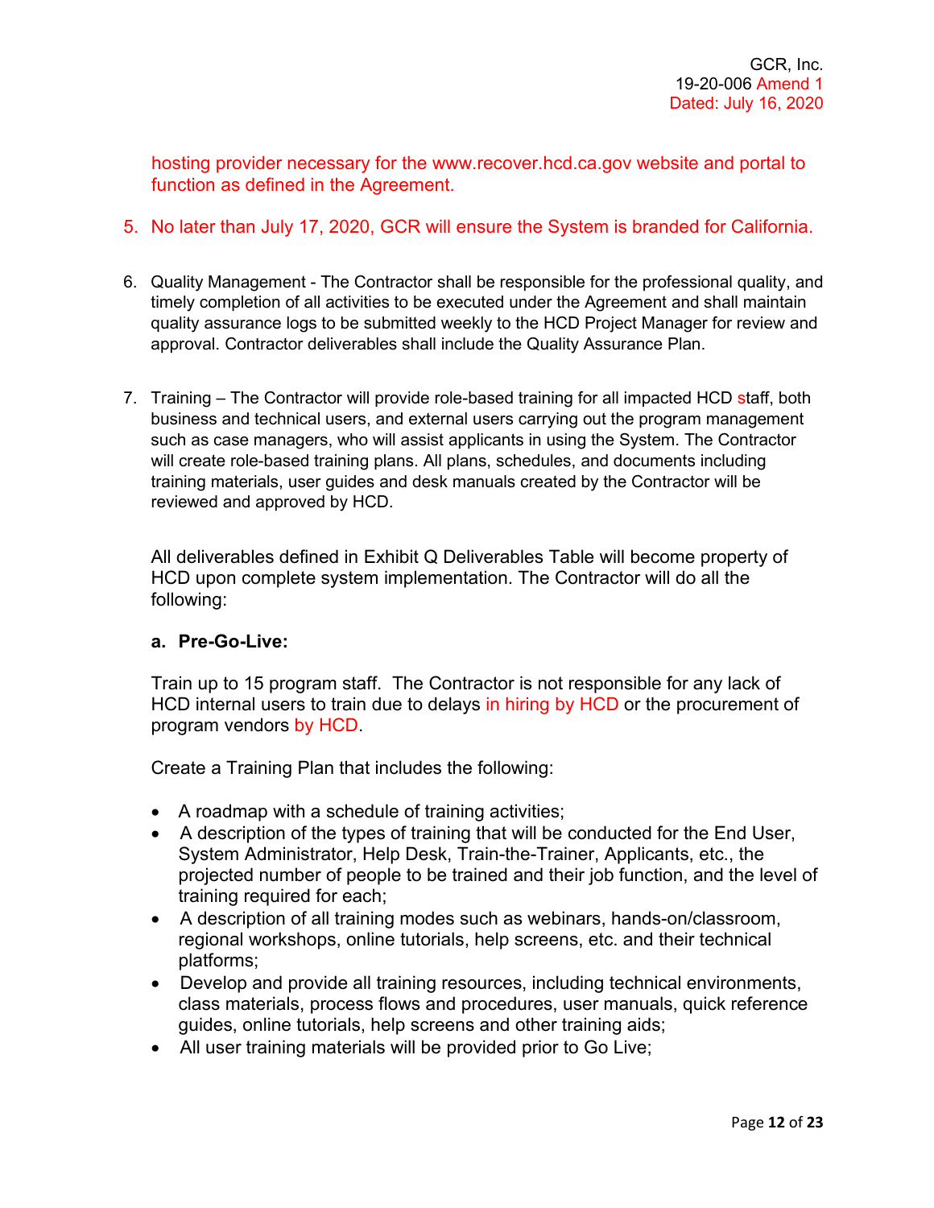hosting provider necessary for the www.recover.hcd.ca.gov website and portal to function as defined in the Agreement.

5. No later than July 17, 2020, GCR will ensure the System is branded for California.

6. Quality Management - The Contractor shall be responsible for the professional quality, and timely completion of all activities to be executed under the Agreement and shall maintain quality assurance logs to be submitted weekly to the HCD Project Manager for review and approval. Contractor deliverables shall include the Quality Assurance Plan.

7. Training – The Contractor will provide role-based training for all impacted HCD staff, both business and technical users, and external users carrying out the program management such as case managers, who will assist applicants in using the System. The Contractor will create role-based training plans. All plans, schedules, and documents including training materials, user guides and desk manuals created by the Contractor will be reviewed and approved by HCD.

   All deliverables defined in Exhibit Q Deliverables Table will become property of HCD upon complete system implementation. The Contractor will do all the following:

   **a. Pre-Go-Live:**

   Train up to 15 program staff. The Contractor is not responsible for any lack of HCD internal users to train due to delays in hiring by HCD or the procurement of program vendors by HCD.

   Create a Training Plan that includes the following:

   - A roadmap with a schedule of training activities;
   - A description of the types of training that will be conducted for the End User, System Administrator, Help Desk, Train-the-Trainer, Applicants, etc., the projected number of people to be trained and their job function, and the level of training required for each;
   - A description of all training modes such as webinars, hands-on/classroom, regional workshops, online tutorials, help screens, etc. and their technical platforms;
   - Develop and provide all training resources, including technical environments, class materials, process flows and procedures, user manuals, quick reference guides, online tutorials, help screens and other training aids;
   - All user training materials will be provided prior to Go Live;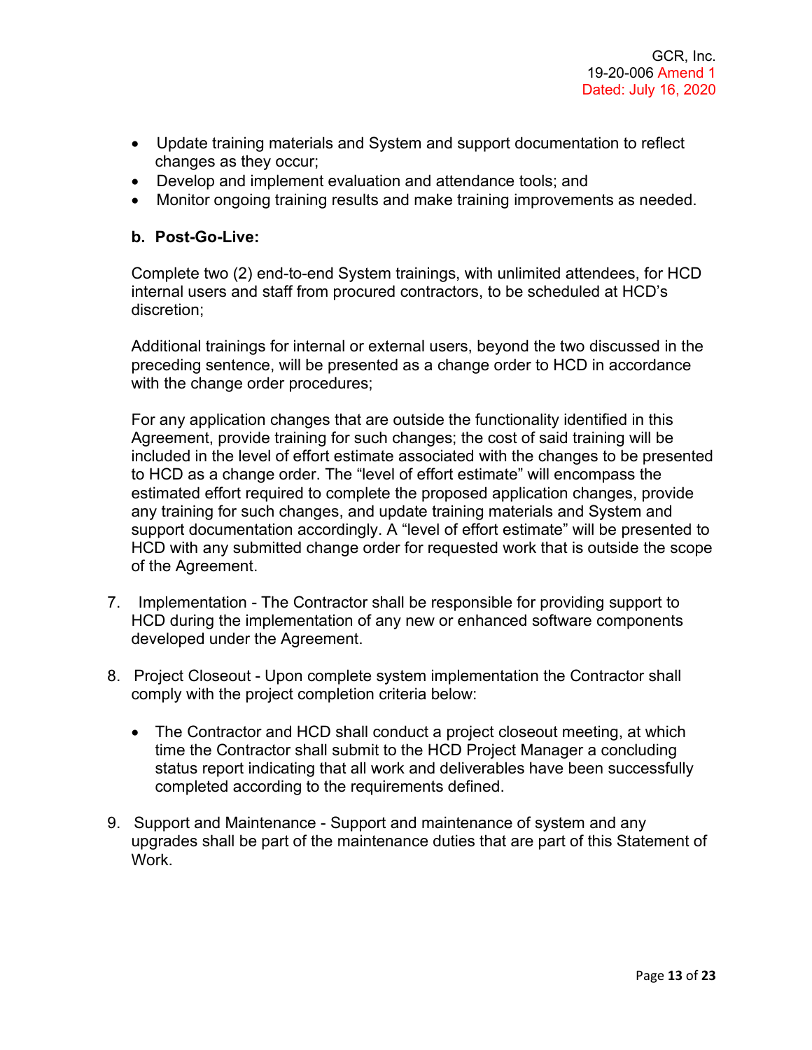- Update training materials and System and support documentation to reflect changes as they occur;
- Develop and implement evaluation and attendance tools; and
- Monitor ongoing training results and make training improvements as needed.

**b. Post-Go-Live:**

Complete two (2) end-to-end System trainings, with unlimited attendees, for HCD internal users and staff from procured contractors, to be scheduled at HCD's discretion;

Additional trainings for internal or external users, beyond the two discussed in the preceding sentence, will be presented as a change order to HCD in accordance with the change order procedures;

For any application changes that are outside the functionality identified in this Agreement, provide training for such changes; the cost of said training will be included in the level of effort estimate associated with the changes to be presented to HCD as a change order. The "level of effort estimate" will encompass the estimated effort required to complete the proposed application changes, provide any training for such changes, and update training materials and System and support documentation accordingly. A "level of effort estimate" will be presented to HCD with any submitted change order for requested work that is outside the scope of the Agreement.

7. Implementation - The Contractor shall be responsible for providing support to HCD during the implementation of any new or enhanced software components developed under the Agreement.

8. Project Closeout - Upon complete system implementation the Contractor shall comply with the project completion criteria below:

   - The Contractor and HCD shall conduct a project closeout meeting, at which time the Contractor shall submit to the HCD Project Manager a concluding status report indicating that all work and deliverables have been successfully completed according to the requirements defined.

9. Support and Maintenance - Support and maintenance of system and any upgrades shall be part of the maintenance duties that are part of this Statement of Work.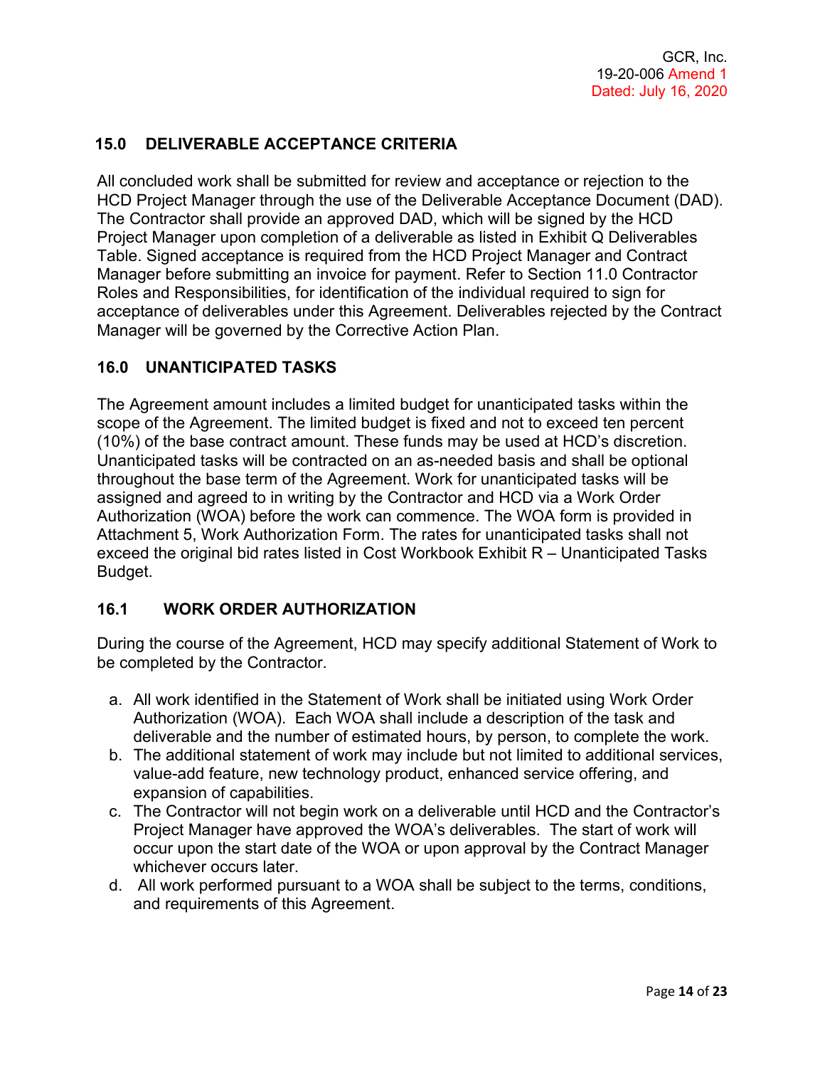## 15.0 DELIVERABLE ACCEPTANCE CRITERIA

All concluded work shall be submitted for review and acceptance or rejection to the HCD Project Manager through the use of the Deliverable Acceptance Document (DAD). The Contractor shall provide an approved DAD, which will be signed by the HCD Project Manager upon completion of a deliverable as listed in Exhibit Q Deliverables Table. Signed acceptance is required from the HCD Project Manager and Contract Manager before submitting an invoice for payment. Refer to Section 11.0 Contractor Roles and Responsibilities, for identification of the individual required to sign for acceptance of deliverables under this Agreement. Deliverables rejected by the Contract Manager will be governed by the Corrective Action Plan.

## 16.0 UNANTICIPATED TASKS

The Agreement amount includes a limited budget for unanticipated tasks within the scope of the Agreement. The limited budget is fixed and not to exceed ten percent (10%) of the base contract amount. These funds may be used at HCD's discretion. Unanticipated tasks will be contracted on an as-needed basis and shall be optional throughout the base term of the Agreement. Work for unanticipated tasks will be assigned and agreed to in writing by the Contractor and HCD via a Work Order Authorization (WOA) before the work can commence. The WOA form is provided in Attachment 5, Work Authorization Form. The rates for unanticipated tasks shall not exceed the original bid rates listed in Cost Workbook Exhibit R – Unanticipated Tasks Budget.

### 16.1 WORK ORDER AUTHORIZATION

During the course of the Agreement, HCD may specify additional Statement of Work to be completed by the Contractor.

a. All work identified in the Statement of Work shall be initiated using Work Order Authorization (WOA). Each WOA shall include a description of the task and deliverable and the number of estimated hours, by person, to complete the work.
b. The additional statement of work may include but not limited to additional services, value-add feature, new technology product, enhanced service offering, and expansion of capabilities.
c. The Contractor will not begin work on a deliverable until HCD and the Contractor's Project Manager have approved the WOA's deliverables. The start of work will occur upon the start date of the WOA or upon approval by the Contract Manager whichever occurs later.
d. All work performed pursuant to a WOA shall be subject to the terms, conditions, and requirements of this Agreement.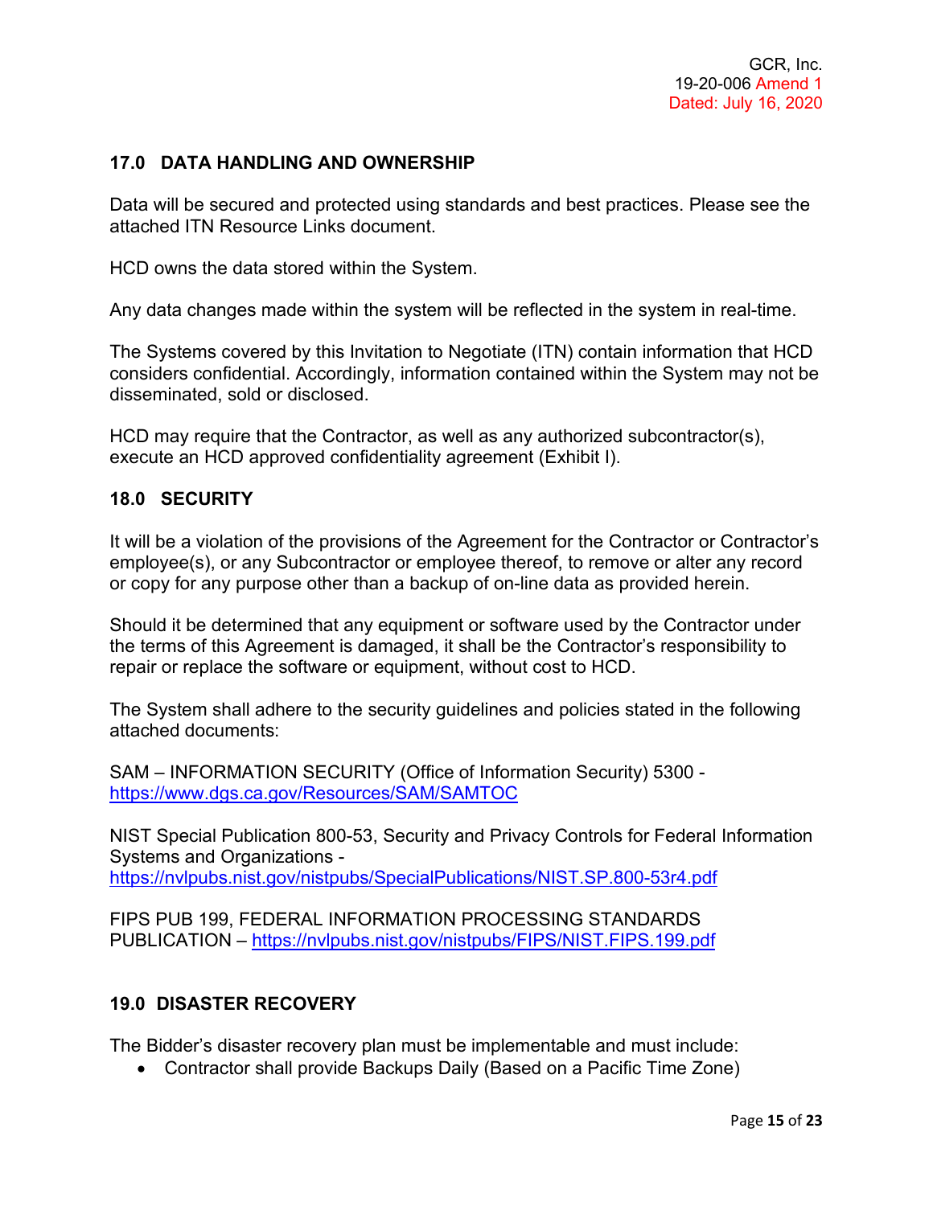## 17.0 DATA HANDLING AND OWNERSHIP

Data will be secured and protected using standards and best practices. Please see the attached ITN Resource Links document.

HCD owns the data stored within the System.

Any data changes made within the system will be reflected in the system in real-time.

The Systems covered by this Invitation to Negotiate (ITN) contain information that HCD considers confidential. Accordingly, information contained within the System may not be disseminated, sold or disclosed.

HCD may require that the Contractor, as well as any authorized subcontractor(s), execute an HCD approved confidentiality agreement (Exhibit I).

## 18.0 SECURITY

It will be a violation of the provisions of the Agreement for the Contractor or Contractor's employee(s), or any Subcontractor or employee thereof, to remove or alter any record or copy for any purpose other than a backup of on-line data as provided herein.

Should it be determined that any equipment or software used by the Contractor under the terms of this Agreement is damaged, it shall be the Contractor's responsibility to repair or replace the software or equipment, without cost to HCD.

The System shall adhere to the security guidelines and policies stated in the following attached documents:

SAM – INFORMATION SECURITY (Office of Information Security) 5300 - https://www.dgs.ca.gov/Resources/SAM/SAMTOC

NIST Special Publication 800-53, Security and Privacy Controls for Federal Information Systems and Organizations - https://nvlpubs.nist.gov/nistpubs/SpecialPublications/NIST.SP.800-53r4.pdf

FIPS PUB 199, FEDERAL INFORMATION PROCESSING STANDARDS PUBLICATION – https://nvlpubs.nist.gov/nistpubs/FIPS/NIST.FIPS.199.pdf

## 19.0 DISASTER RECOVERY

The Bidder's disaster recovery plan must be implementable and must include:

- Contractor shall provide Backups Daily (Based on a Pacific Time Zone)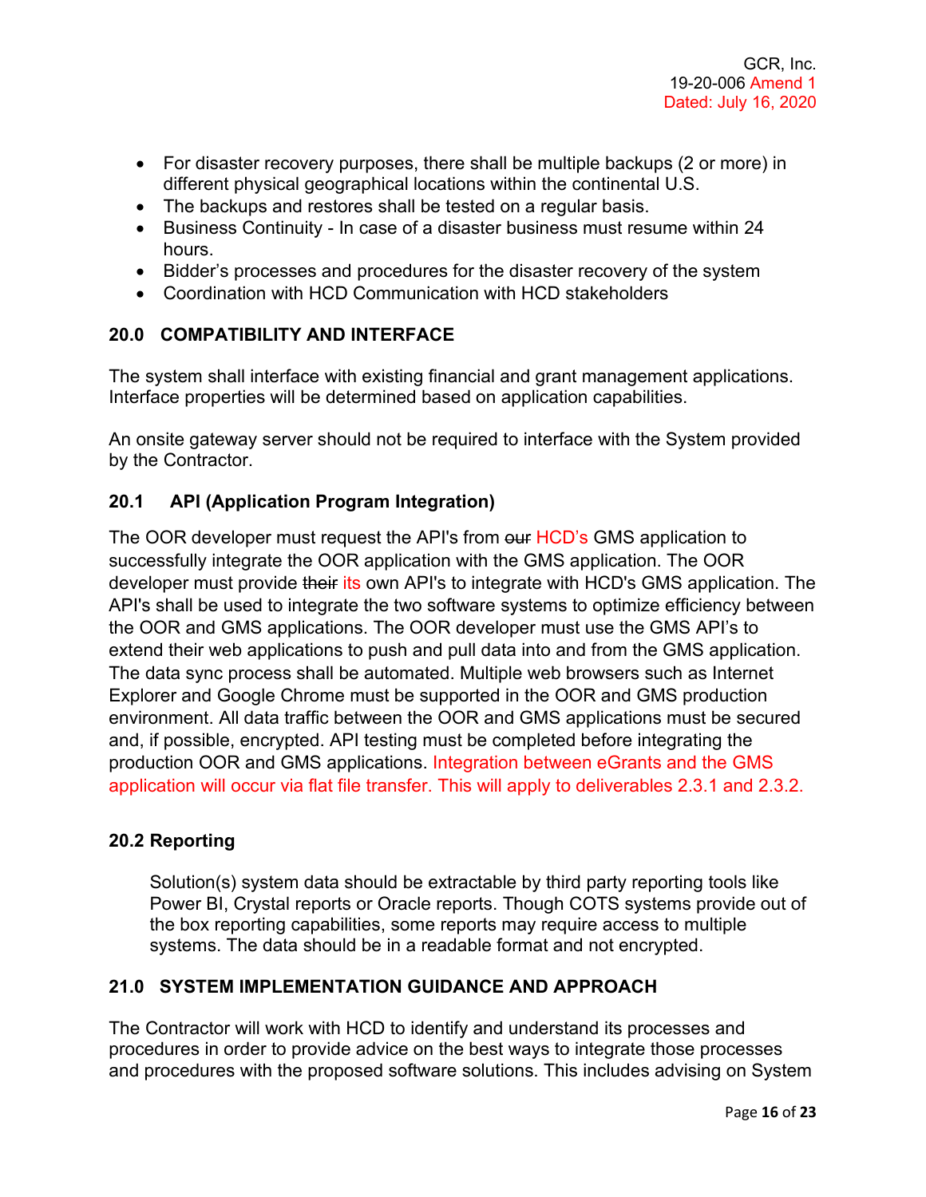- For disaster recovery purposes, there shall be multiple backups (2 or more) in different physical geographical locations within the continental U.S.
- The backups and restores shall be tested on a regular basis.
- Business Continuity - In case of a disaster business must resume within 24 hours.
- Bidder's processes and procedures for the disaster recovery of the system
- Coordination with HCD Communication with HCD stakeholders

## 20.0 COMPATIBILITY AND INTERFACE

The system shall interface with existing financial and grant management applications. Interface properties will be determined based on application capabilities.

An onsite gateway server should not be required to interface with the System provided by the Contractor.

### 20.1 API (Application Program Integration)

The OOR developer must request the API's from ~~our~~ HCD's GMS application to successfully integrate the OOR application with the GMS application. The OOR developer must provide ~~their~~ its own API's to integrate with HCD's GMS application. The API's shall be used to integrate the two software systems to optimize efficiency between the OOR and GMS applications. The OOR developer must use the GMS API's to extend their web applications to push and pull data into and from the GMS application. The data sync process shall be automated. Multiple web browsers such as Internet Explorer and Google Chrome must be supported in the OOR and GMS production environment. All data traffic between the OOR and GMS applications must be secured and, if possible, encrypted. API testing must be completed before integrating the production OOR and GMS applications. Integration between eGrants and the GMS application will occur via flat file transfer. This will apply to deliverables 2.3.1 and 2.3.2.

### 20.2 Reporting

Solution(s) system data should be extractable by third party reporting tools like Power BI, Crystal reports or Oracle reports. Though COTS systems provide out of the box reporting capabilities, some reports may require access to multiple systems. The data should be in a readable format and not encrypted.

## 21.0 SYSTEM IMPLEMENTATION GUIDANCE AND APPROACH

The Contractor will work with HCD to identify and understand its processes and procedures in order to provide advice on the best ways to integrate those processes and procedures with the proposed software solutions. This includes advising on System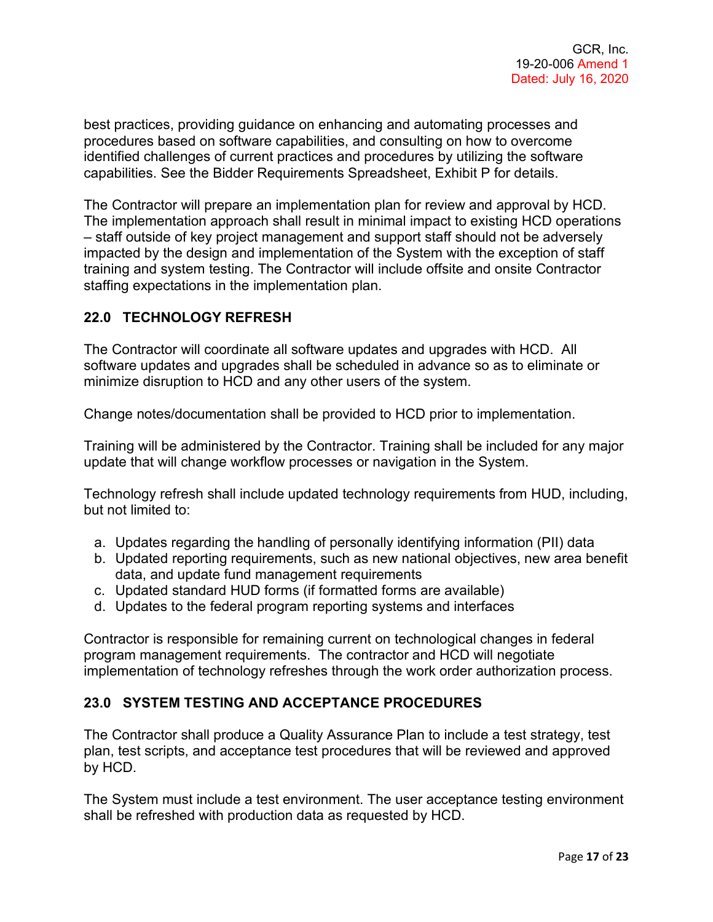best practices, providing guidance on enhancing and automating processes and procedures based on software capabilities, and consulting on how to overcome identified challenges of current practices and procedures by utilizing the software capabilities. See the Bidder Requirements Spreadsheet, Exhibit P for details.

The Contractor will prepare an implementation plan for review and approval by HCD. The implementation approach shall result in minimal impact to existing HCD operations – staff outside of key project management and support staff should not be adversely impacted by the design and implementation of the System with the exception of staff training and system testing. The Contractor will include offsite and onsite Contractor staffing expectations in the implementation plan.

## 22.0 TECHNOLOGY REFRESH

The Contractor will coordinate all software updates and upgrades with HCD. All software updates and upgrades shall be scheduled in advance so as to eliminate or minimize disruption to HCD and any other users of the system.

Change notes/documentation shall be provided to HCD prior to implementation.

Training will be administered by the Contractor. Training shall be included for any major update that will change workflow processes or navigation in the System.

Technology refresh shall include updated technology requirements from HUD, including, but not limited to:

a. Updates regarding the handling of personally identifying information (PII) data
b. Updated reporting requirements, such as new national objectives, new area benefit data, and update fund management requirements
c. Updated standard HUD forms (if formatted forms are available)
d. Updates to the federal program reporting systems and interfaces

Contractor is responsible for remaining current on technological changes in federal program management requirements. The contractor and HCD will negotiate implementation of technology refreshes through the work order authorization process.

## 23.0 SYSTEM TESTING AND ACCEPTANCE PROCEDURES

The Contractor shall produce a Quality Assurance Plan to include a test strategy, test plan, test scripts, and acceptance test procedures that will be reviewed and approved by HCD.

The System must include a test environment. The user acceptance testing environment shall be refreshed with production data as requested by HCD.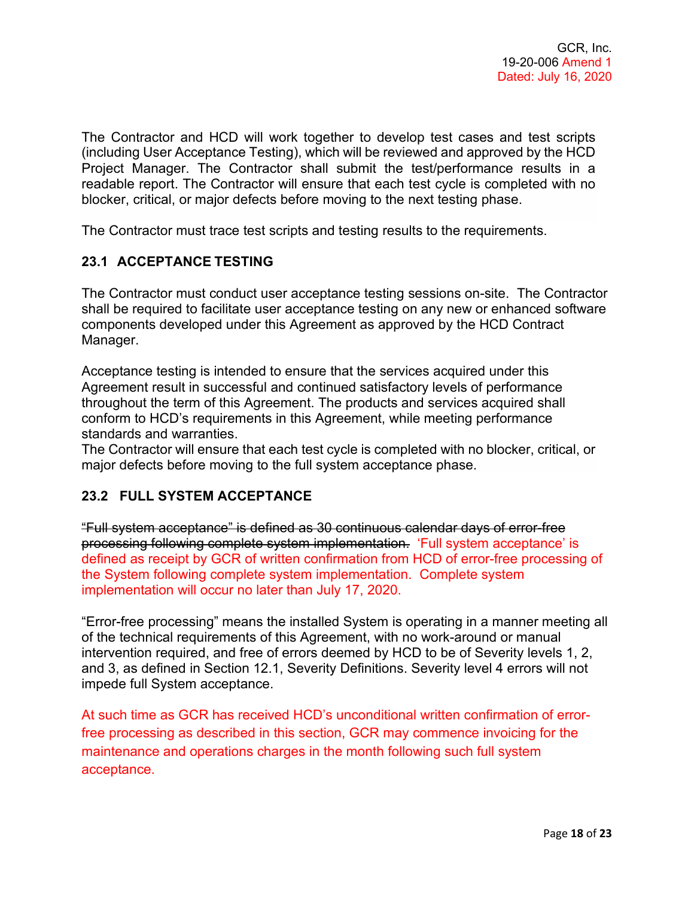The Contractor and HCD will work together to develop test cases and test scripts (including User Acceptance Testing), which will be reviewed and approved by the HCD Project Manager. The Contractor shall submit the test/performance results in a readable report. The Contractor will ensure that each test cycle is completed with no blocker, critical, or major defects before moving to the next testing phase.

The Contractor must trace test scripts and testing results to the requirements.

### 23.1 ACCEPTANCE TESTING

The Contractor must conduct user acceptance testing sessions on-site. The Contractor shall be required to facilitate user acceptance testing on any new or enhanced software components developed under this Agreement as approved by the HCD Contract Manager.

Acceptance testing is intended to ensure that the services acquired under this Agreement result in successful and continued satisfactory levels of performance throughout the term of this Agreement. The products and services acquired shall conform to HCD's requirements in this Agreement, while meeting performance standards and warranties.
The Contractor will ensure that each test cycle is completed with no blocker, critical, or major defects before moving to the full system acceptance phase.

### 23.2 FULL SYSTEM ACCEPTANCE

~~"Full system acceptance" is defined as 30 continuous calendar days of error-free processing following complete system implementation.~~ 'Full system acceptance' is defined as receipt by GCR of written confirmation from HCD of error-free processing of the System following complete system implementation. Complete system implementation will occur no later than July 17, 2020.

"Error-free processing" means the installed System is operating in a manner meeting all of the technical requirements of this Agreement, with no work-around or manual intervention required, and free of errors deemed by HCD to be of Severity levels 1, 2, and 3, as defined in Section 12.1, Severity Definitions. Severity level 4 errors will not impede full System acceptance.

At such time as GCR has received HCD's unconditional written confirmation of error-free processing as described in this section, GCR may commence invoicing for the maintenance and operations charges in the month following such full system acceptance.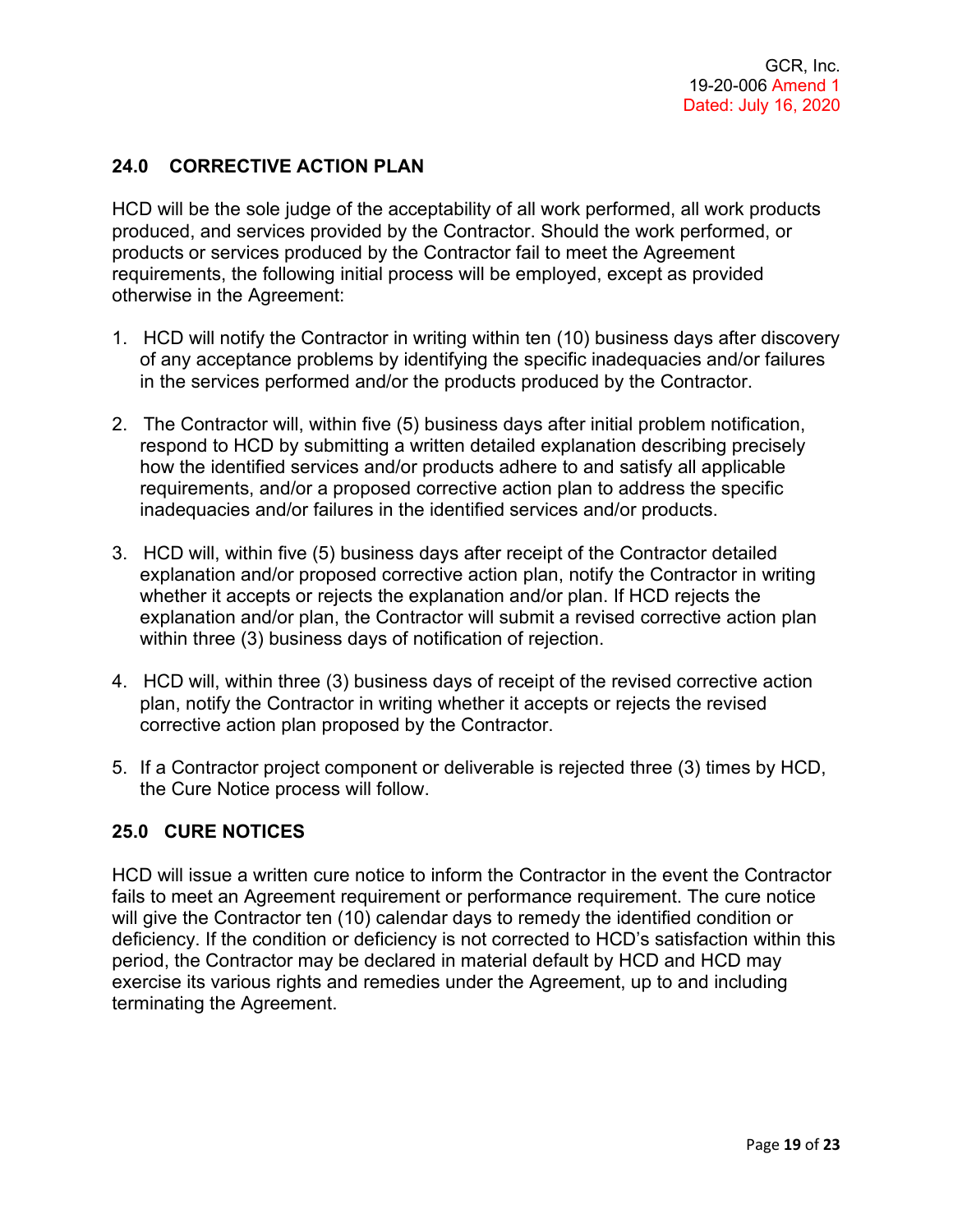## 24.0 CORRECTIVE ACTION PLAN

HCD will be the sole judge of the acceptability of all work performed, all work products produced, and services provided by the Contractor. Should the work performed, or products or services produced by the Contractor fail to meet the Agreement requirements, the following initial process will be employed, except as provided otherwise in the Agreement:

1. HCD will notify the Contractor in writing within ten (10) business days after discovery of any acceptance problems by identifying the specific inadequacies and/or failures in the services performed and/or the products produced by the Contractor.

2. The Contractor will, within five (5) business days after initial problem notification, respond to HCD by submitting a written detailed explanation describing precisely how the identified services and/or products adhere to and satisfy all applicable requirements, and/or a proposed corrective action plan to address the specific inadequacies and/or failures in the identified services and/or products.

3. HCD will, within five (5) business days after receipt of the Contractor detailed explanation and/or proposed corrective action plan, notify the Contractor in writing whether it accepts or rejects the explanation and/or plan. If HCD rejects the explanation and/or plan, the Contractor will submit a revised corrective action plan within three (3) business days of notification of rejection.

4. HCD will, within three (3) business days of receipt of the revised corrective action plan, notify the Contractor in writing whether it accepts or rejects the revised corrective action plan proposed by the Contractor.

5. If a Contractor project component or deliverable is rejected three (3) times by HCD, the Cure Notice process will follow.

## 25.0 CURE NOTICES

HCD will issue a written cure notice to inform the Contractor in the event the Contractor fails to meet an Agreement requirement or performance requirement. The cure notice will give the Contractor ten (10) calendar days to remedy the identified condition or deficiency. If the condition or deficiency is not corrected to HCD's satisfaction within this period, the Contractor may be declared in material default by HCD and HCD may exercise its various rights and remedies under the Agreement, up to and including terminating the Agreement.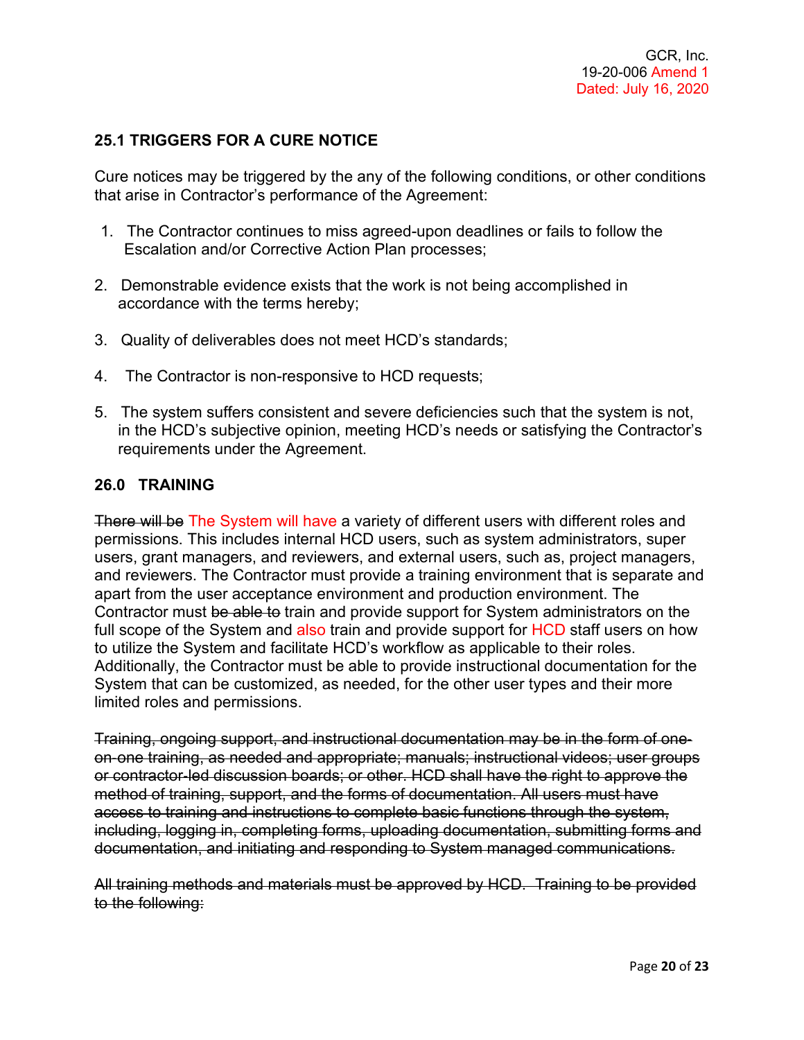## 25.1 TRIGGERS FOR A CURE NOTICE

Cure notices may be triggered by the any of the following conditions, or other conditions that arise in Contractor's performance of the Agreement:

1. The Contractor continues to miss agreed-upon deadlines or fails to follow the Escalation and/or Corrective Action Plan processes;

2. Demonstrable evidence exists that the work is not being accomplished in accordance with the terms hereby;

3. Quality of deliverables does not meet HCD's standards;

4. The Contractor is non-responsive to HCD requests;

5. The system suffers consistent and severe deficiencies such that the system is not, in the HCD's subjective opinion, meeting HCD's needs or satisfying the Contractor's requirements under the Agreement.

## 26.0 TRAINING

~~There will be~~ The System will have a variety of different users with different roles and permissions. This includes internal HCD users, such as system administrators, super users, grant managers, and reviewers, and external users, such as, project managers, and reviewers. The Contractor must provide a training environment that is separate and apart from the user acceptance environment and production environment. The Contractor must ~~be able to~~ train and provide support for System administrators on the full scope of the System and also train and provide support for HCD staff users on how to utilize the System and facilitate HCD's workflow as applicable to their roles. Additionally, the Contractor must be able to provide instructional documentation for the System that can be customized, as needed, for the other user types and their more limited roles and permissions.

~~Training, ongoing support, and instructional documentation may be in the form of one-on-one training, as needed and appropriate; manuals; instructional videos; user groups or contractor-led discussion boards; or other. HCD shall have the right to approve the method of training, support, and the forms of documentation. All users must have access to training and instructions to complete basic functions through the system, including, logging in, completing forms, uploading documentation, submitting forms and documentation, and initiating and responding to System managed communications.~~

~~All training methods and materials must be approved by HCD. Training to be provided to the following:~~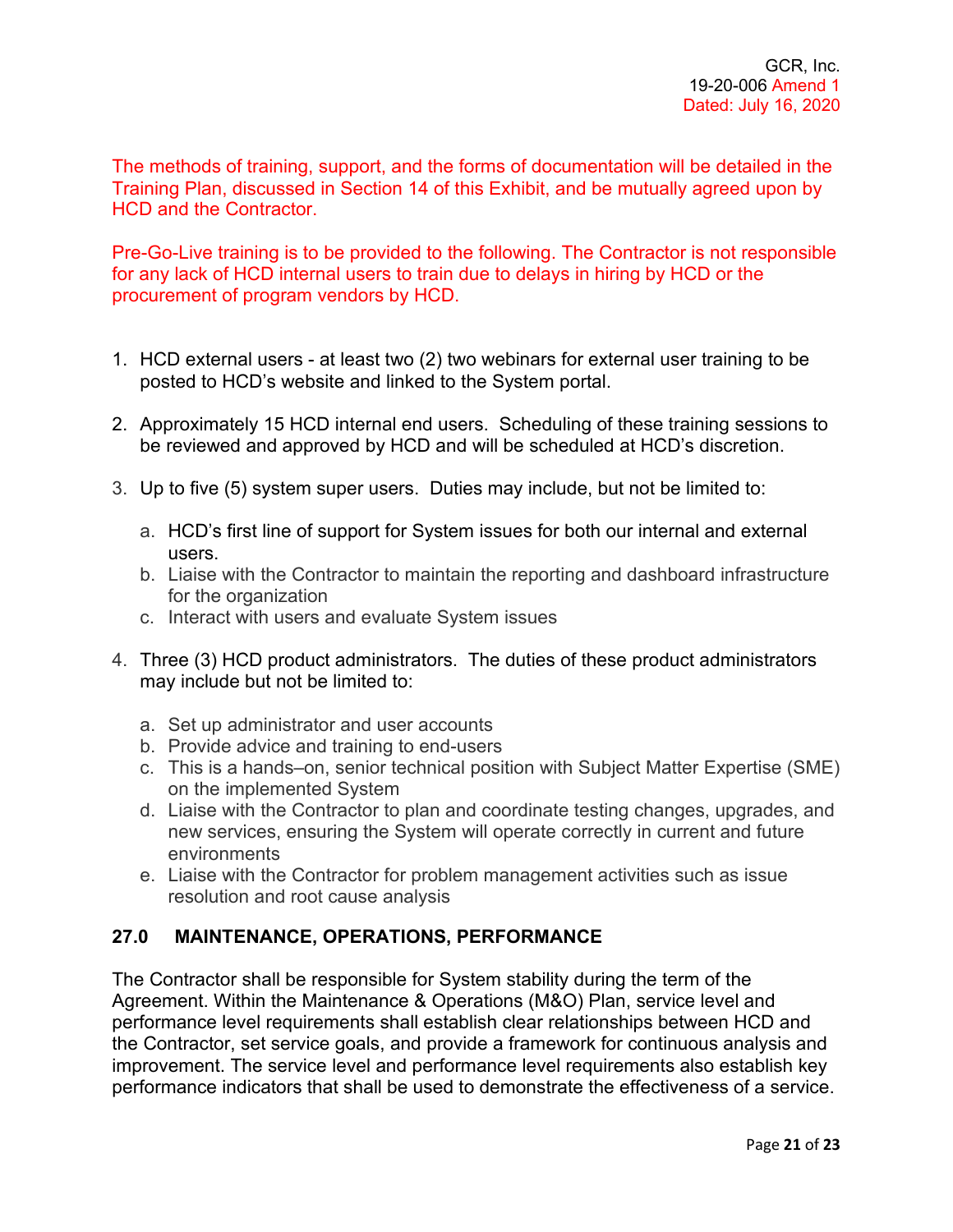The methods of training, support, and the forms of documentation will be detailed in the Training Plan, discussed in Section 14 of this Exhibit, and be mutually agreed upon by HCD and the Contractor.

Pre-Go-Live training is to be provided to the following. The Contractor is not responsible for any lack of HCD internal users to train due to delays in hiring by HCD or the procurement of program vendors by HCD.

1. HCD external users - at least two (2) two webinars for external user training to be posted to HCD's website and linked to the System portal.

2. Approximately 15 HCD internal end users. Scheduling of these training sessions to be reviewed and approved by HCD and will be scheduled at HCD's discretion.

3. Up to five (5) system super users. Duties may include, but not be limited to:

   a. HCD's first line of support for System issues for both our internal and external users.
   b. Liaise with the Contractor to maintain the reporting and dashboard infrastructure for the organization
   c. Interact with users and evaluate System issues

4. Three (3) HCD product administrators. The duties of these product administrators may include but not be limited to:

   a. Set up administrator and user accounts
   b. Provide advice and training to end-users
   c. This is a hands–on, senior technical position with Subject Matter Expertise (SME) on the implemented System
   d. Liaise with the Contractor to plan and coordinate testing changes, upgrades, and new services, ensuring the System will operate correctly in current and future environments
   e. Liaise with the Contractor for problem management activities such as issue resolution and root cause analysis

## 27.0 MAINTENANCE, OPERATIONS, PERFORMANCE

The Contractor shall be responsible for System stability during the term of the Agreement. Within the Maintenance & Operations (M&O) Plan, service level and performance level requirements shall establish clear relationships between HCD and the Contractor, set service goals, and provide a framework for continuous analysis and improvement. The service level and performance level requirements also establish key performance indicators that shall be used to demonstrate the effectiveness of a service.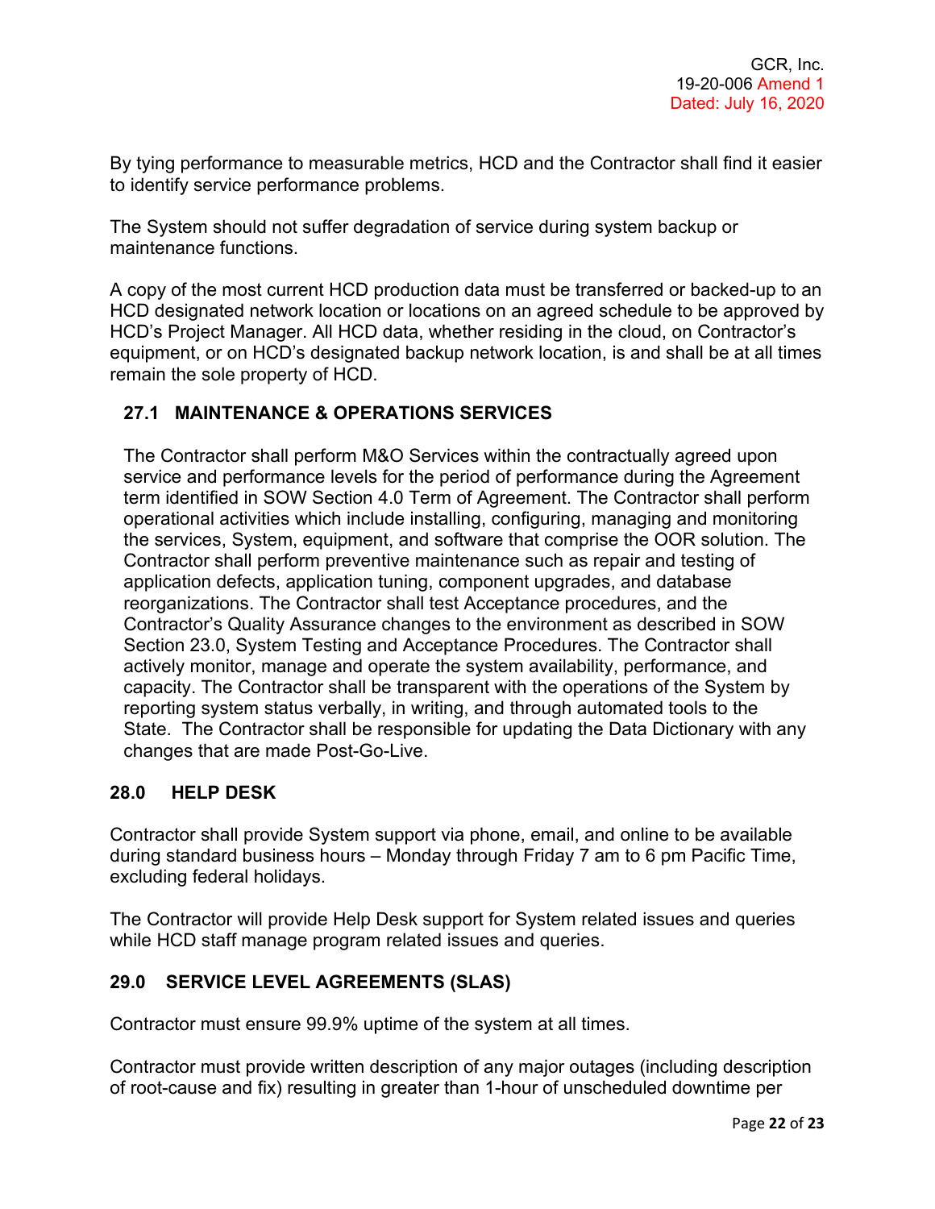By tying performance to measurable metrics, HCD and the Contractor shall find it easier to identify service performance problems.

The System should not suffer degradation of service during system backup or maintenance functions.

A copy of the most current HCD production data must be transferred or backed-up to an HCD designated network location or locations on an agreed schedule to be approved by HCD's Project Manager. All HCD data, whether residing in the cloud, on Contractor's equipment, or on HCD's designated backup network location, is and shall be at all times remain the sole property of HCD.

### 27.1 MAINTENANCE & OPERATIONS SERVICES

The Contractor shall perform M&O Services within the contractually agreed upon service and performance levels for the period of performance during the Agreement term identified in SOW Section 4.0 Term of Agreement. The Contractor shall perform operational activities which include installing, configuring, managing and monitoring the services, System, equipment, and software that comprise the OOR solution. The Contractor shall perform preventive maintenance such as repair and testing of application defects, application tuning, component upgrades, and database reorganizations. The Contractor shall test Acceptance procedures, and the Contractor's Quality Assurance changes to the environment as described in SOW Section 23.0, System Testing and Acceptance Procedures. The Contractor shall actively monitor, manage and operate the system availability, performance, and capacity. The Contractor shall be transparent with the operations of the System by reporting system status verbally, in writing, and through automated tools to the State. The Contractor shall be responsible for updating the Data Dictionary with any changes that are made Post-Go-Live.

## 28.0 HELP DESK

Contractor shall provide System support via phone, email, and online to be available during standard business hours – Monday through Friday 7 am to 6 pm Pacific Time, excluding federal holidays.

The Contractor will provide Help Desk support for System related issues and queries while HCD staff manage program related issues and queries.

## 29.0 SERVICE LEVEL AGREEMENTS (SLAS)

Contractor must ensure 99.9% uptime of the system at all times.

Contractor must provide written description of any major outages (including description of root-cause and fix) resulting in greater than 1-hour of unscheduled downtime per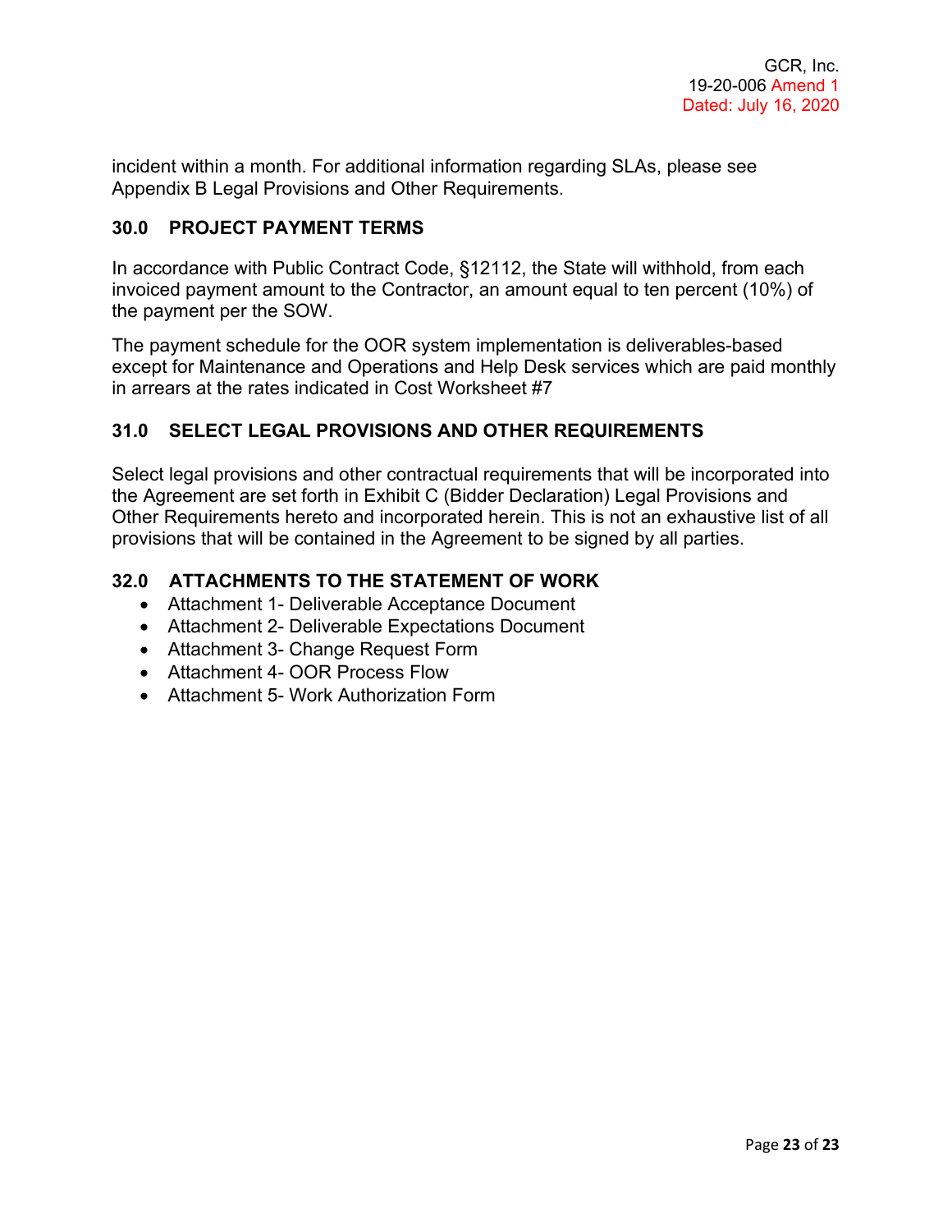incident within a month. For additional information regarding SLAs, please see Appendix B Legal Provisions and Other Requirements.

## 30.0 PROJECT PAYMENT TERMS

In accordance with Public Contract Code, §12112, the State will withhold, from each invoiced payment amount to the Contractor, an amount equal to ten percent (10%) of the payment per the SOW.

The payment schedule for the OOR system implementation is deliverables-based except for Maintenance and Operations and Help Desk services which are paid monthly in arrears at the rates indicated in Cost Worksheet #7

## 31.0 SELECT LEGAL PROVISIONS AND OTHER REQUIREMENTS

Select legal provisions and other contractual requirements that will be incorporated into the Agreement are set forth in Exhibit C (Bidder Declaration) Legal Provisions and Other Requirements hereto and incorporated herein. This is not an exhaustive list of all provisions that will be contained in the Agreement to be signed by all parties.

## 32.0 ATTACHMENTS TO THE STATEMENT OF WORK

- Attachment 1- Deliverable Acceptance Document
- Attachment 2- Deliverable Expectations Document
- Attachment 3- Change Request Form
- Attachment 4- OOR Process Flow
- Attachment 5- Work Authorization Form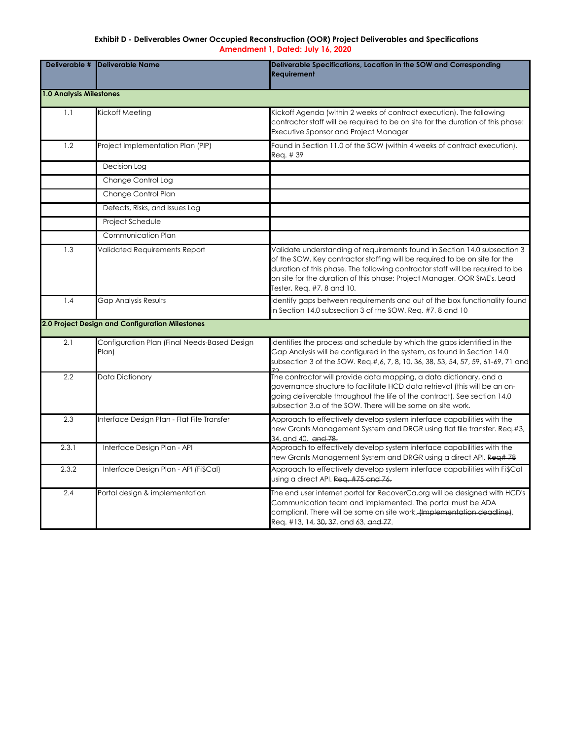**Exhibit D - Deliverables Owner Occupied Reconstruction (OOR) Project Deliverables and Specifications**

**Amendment 1, Dated: July 16, 2020**

| Deliverable # | Deliverable Name | Deliverable Specifications, Location in the SOW and Corresponding Requirement |
|---|---|---|
| **1.0 Analysis Milestones** | | |
| 1.1 | Kickoff Meeting | Kickoff Agenda (within 2 weeks of contract execution). The following contractor staff will be required to be on site for the duration of this phase: Executive Sponsor and Project Manager |
| 1.2 | Project Implementation Plan (PIP) | Found in Section 11.0 of the SOW (within 4 weeks of contract execution). Req. # 39 |
| | Decision Log | |
| | Change Control Log | |
| | Change Control Plan | |
| | Defects, Risks, and Issues Log | |
| | Project Schedule | |
| | Communication Plan | |
| 1.3 | Validated Requirements Report | Validate understanding of requirements found in Section 14.0 subsection 3 of the SOW. Key contractor staffing will be required to be on site for the duration of this phase. The following contractor staff will be required to be on site for the duration of this phase: Project Manager, OOR SME's, Lead Tester. Req. #7, 8 and 10. |
| 1.4 | Gap Analysis Results | Identify gaps between requirements and out of the box functionality found in Section 14.0 subsection 3 of the SOW. Req. #7, 8 and 10 |
| **2.0 Project Design and Configuration Milestones** | | |
| 2.1 | Configuration Plan (Final Needs-Based Design Plan) | Identifies the process and schedule by which the gaps identified in the Gap Analysis will be configured in the system, as found in Section 14.0 subsection 3 of the SOW. Req.#,6, 7, 8, 10, 36, 38, 53, 54, 57, 59, 61-69, 71 and 72 |
| 2.2 | Data Dictionary | The contractor will provide data mapping, a data dictionary, and a governance structure to facilitate HCD data retrieval (this will be an on-going deliverable throughout the life of the contract). See section 14.0 subsection 3.a of the SOW. There will be some on site work. |
| 2.3 | Interface Design Plan - Flat File Transfer | Approach to effectively develop system interface capabilities with the new Grants Management System and DRGR using flat file transfer. Req.#3, 34, and 40. ~~and 78.~~ |
| 2.3.1 | Interface Design Plan - API | Approach to effectively develop system interface capabilities with the new Grants Management System and DRGR using a direct API. ~~Req# 78~~ |
| 2.3.2 | Interface Design Plan - API (Fi$Cal) | Approach to effectively develop system interface capabilities with Fi$Cal using a direct API. ~~Req. #75 and 76.~~ |
| 2.4 | Portal design & implementation | The end user internet portal for RecoverCa.org will be designed with HCD's Communication team and implemented. The portal must be ADA compliant. There will be some on site work. ~~(Implementation deadline)~~. Req. #13, 14, ~~30,~~ ~~37~~, and 63. ~~and 77~~. |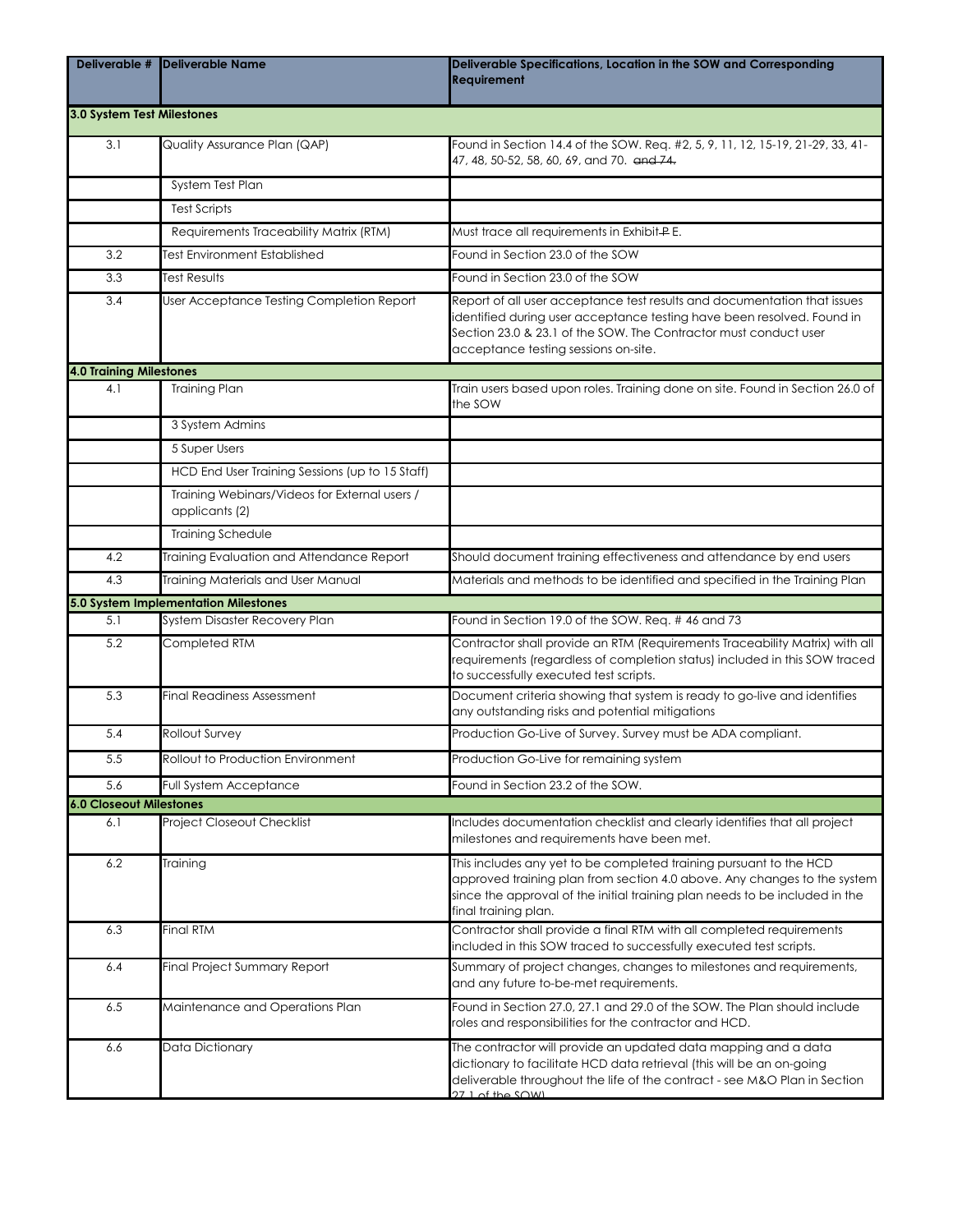| Deliverable # | Deliverable Name | Deliverable Specifications, Location in the SOW and Corresponding Requirement |
|---|---|---|
| **3.0 System Test Milestones** | | |
| 3.1 | Quality Assurance Plan (QAP) | Found in Section 14.4 of the SOW. Req. #2, 5, 9, 11, 12, 15-19, 21-29, 33, 41-47, 48, 50-52, 58, 60, 69, and 70. ~~and 74.~~ |
| | System Test Plan | |
| | Test Scripts | |
| | Requirements Traceability Matrix (RTM) | Must trace all requirements in Exhibit ~~P~~ E. |
| 3.2 | Test Environment Established | Found in Section 23.0 of the SOW |
| 3.3 | Test Results | Found in Section 23.0 of the SOW |
| 3.4 | User Acceptance Testing Completion Report | Report of all user acceptance test results and documentation that issues identified during user acceptance testing have been resolved. Found in Section 23.0 & 23.1 of the SOW. The Contractor must conduct user acceptance testing sessions on-site. |
| **4.0 Training Milestones** | | |
| 4.1 | Training Plan | Train users based upon roles. Training done on site. Found in Section 26.0 of the SOW |
| | 3 System Admins | |
| | 5 Super Users | |
| | HCD End User Training Sessions (up to 15 Staff) | |
| | Training Webinars/Videos for External users / applicants (2) | |
| | Training Schedule | |
| 4.2 | Training Evaluation and Attendance Report | Should document training effectiveness and attendance by end users |
| 4.3 | Training Materials and User Manual | Materials and methods to be identified and specified in the Training Plan |
| **5.0 System Implementation Milestones** | | |
| 5.1 | System Disaster Recovery Plan | Found in Section 19.0 of the SOW. Req. # 46 and 73 |
| 5.2 | Completed RTM | Contractor shall provide an RTM (Requirements Traceability Matrix) with all requirements (regardless of completion status) included in this SOW traced to successfully executed test scripts. |
| 5.3 | Final Readiness Assessment | Document criteria showing that system is ready to go-live and identifies any outstanding risks and potential mitigations |
| 5.4 | Rollout Survey | Production Go-Live of Survey. Survey must be ADA compliant. |
| 5.5 | Rollout to Production Environment | Production Go-Live for remaining system |
| 5.6 | Full System Acceptance | Found in Section 23.2 of the SOW. |
| **6.0 Closeout Milestones** | | |
| 6.1 | Project Closeout Checklist | Includes documentation checklist and clearly identifies that all project milestones and requirements have been met. |
| 6.2 | Training | This includes any yet to be completed training pursuant to the HCD approved training plan from section 4.0 above. Any changes to the system since the approval of the initial training plan needs to be included in the final training plan. |
| 6.3 | Final RTM | Contractor shall provide a final RTM with all completed requirements included in this SOW traced to successfully executed test scripts. |
| 6.4 | Final Project Summary Report | Summary of project changes, changes to milestones and requirements, and any future to-be-met requirements. |
| 6.5 | Maintenance and Operations Plan | Found in Section 27.0, 27.1 and 29.0 of the SOW. The Plan should include roles and responsibilities for the contractor and HCD. |
| 6.6 | Data Dictionary | The contractor will provide an updated data mapping and a data dictionary to facilitate HCD data retrieval (this will be an on-going deliverable throughout the life of the contract - see M&O Plan in Section 27.1 of the SOW) |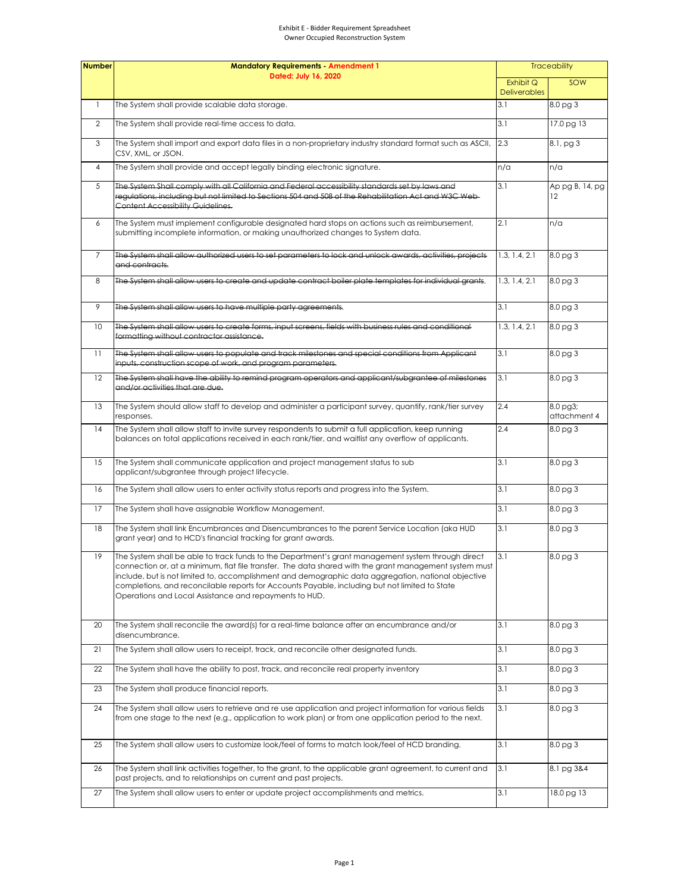Exhibit E - Bidder Requirement Spreadsheet
Owner Occupied Reconstruction System

| Number | Mandatory Requirements - Amendment 1 Dated: July 16, 2020 | Traceability | |
|---|---|---|---|
| | | Exhibit Q Deliverables | SOW |
| 1 | The System shall provide scalable data storage. | 3.1 | 8.0 pg 3 |
| 2 | The System shall provide real-time access to data. | 3.1 | 17.0 pg 13 |
| 3 | The System shall import and export data files in a non-proprietary industry standard format such as ASCII, CSV, XML, or JSON. | 2.3 | 8.1, pg 3 |
| 4 | The System shall provide and accept legally binding electronic signature. | n/a | n/a |
| 5 | ~~The System Shall comply with all California and Federal accessibility standards set by laws and regulations, including but not limited to Sections 504 and 508 of the Rehabilitation Act and W3C Web Content Accessibility Guidelines.~~ | 3.1 | Ap pg B, 14, pg 12 |
| 6 | The System must implement configurable designated hard stops on actions such as reimbursement, submitting incomplete information, or making unauthorized changes to System data. | 2.1 | n/a |
| 7 | ~~The System shall allow authorized users to set parameters to lock and unlock awards, activities, projects and contracts.~~ | 1.3, 1.4, 2.1 | 8.0 pg 3 |
| 8 | ~~The System shall allow users to create and update contract boiler plate templates for individual grants.~~ | 1.3, 1.4, 2.1 | 8.0 pg 3 |
| 9 | ~~The System shall allow users to have multiple party agreements.~~ | 3.1 | 8.0 pg 3 |
| 10 | ~~The System shall allow users to create forms, input screens, fields with business rules and conditional formatting without contractor assistance.~~ | 1.3, 1.4, 2.1 | 8.0 pg 3 |
| 11 | ~~The System shall allow users to populate and track milestones and special conditions from Applicant inputs, construction scope of work, and program parameters.~~ | 3.1 | 8.0 pg 3 |
| 12 | ~~The System shall have the ability to remind program operators and applicant/subgrantee of milestones and/or activities that are due.~~ | 3.1 | 8.0 pg 3 |
| 13 | The System should allow staff to develop and administer a participant survey, quantify, rank/tier survey responses. | 2.4 | 8.0 pg3; attachment 4 |
| 14 | The System shall allow staff to invite survey respondents to submit a full application, keep running balances on total applications received in each rank/tier, and waitlist any overflow of applicants. | 2.4 | 8.0 pg 3 |
| 15 | The System shall communicate application and project management status to sub applicant/subgrantee through project lifecycle. | 3.1 | 8.0 pg 3 |
| 16 | The System shall allow users to enter activity status reports and progress into the System. | 3.1 | 8.0 pg 3 |
| 17 | The System shall have assignable Workflow Management. | 3.1 | 8.0 pg 3 |
| 18 | The System shall link Encumbrances and Disencumbrances to the parent Service Location (aka HUD grant year) and to HCD's financial tracking for grant awards. | 3.1 | 8.0 pg 3 |
| 19 | The System shall be able to track funds to the Department's grant management system through direct connection or, at a minimum, flat file transfer. The data shared with the grant management system must include, but is not limited to, accomplishment and demographic data aggregation, national objective completions, and reconcilable reports for Accounts Payable, including but not limited to State Operations and Local Assistance and repayments to HUD. | 3.1 | 8.0 pg 3 |
| 20 | The System shall reconcile the award(s) for a real-time balance after an encumbrance and/or disencumbrance. | 3.1 | 8.0 pg 3 |
| 21 | The System shall allow users to receipt, track, and reconcile other designated funds. | 3.1 | 8.0 pg 3 |
| 22 | The System shall have the ability to post, track, and reconcile real property inventory | 3.1 | 8.0 pg 3 |
| 23 | The System shall produce financial reports. | 3.1 | 8.0 pg 3 |
| 24 | The System shall allow users to retrieve and re use application and project information for various fields from one stage to the next (e.g., application to work plan) or from one application period to the next. | 3.1 | 8.0 pg 3 |
| 25 | The System shall allow users to customize look/feel of forms to match look/feel of HCD branding. | 3.1 | 8.0 pg 3 |
| 26 | The System shall link activities together, to the grant, to the applicable grant agreement, to current and past projects, and to relationships on current and past projects. | 3.1 | 8.1 pg 3&4 |
| 27 | The System shall allow users to enter or update project accomplishments and metrics. | 3.1 | 18.0 pg 13 |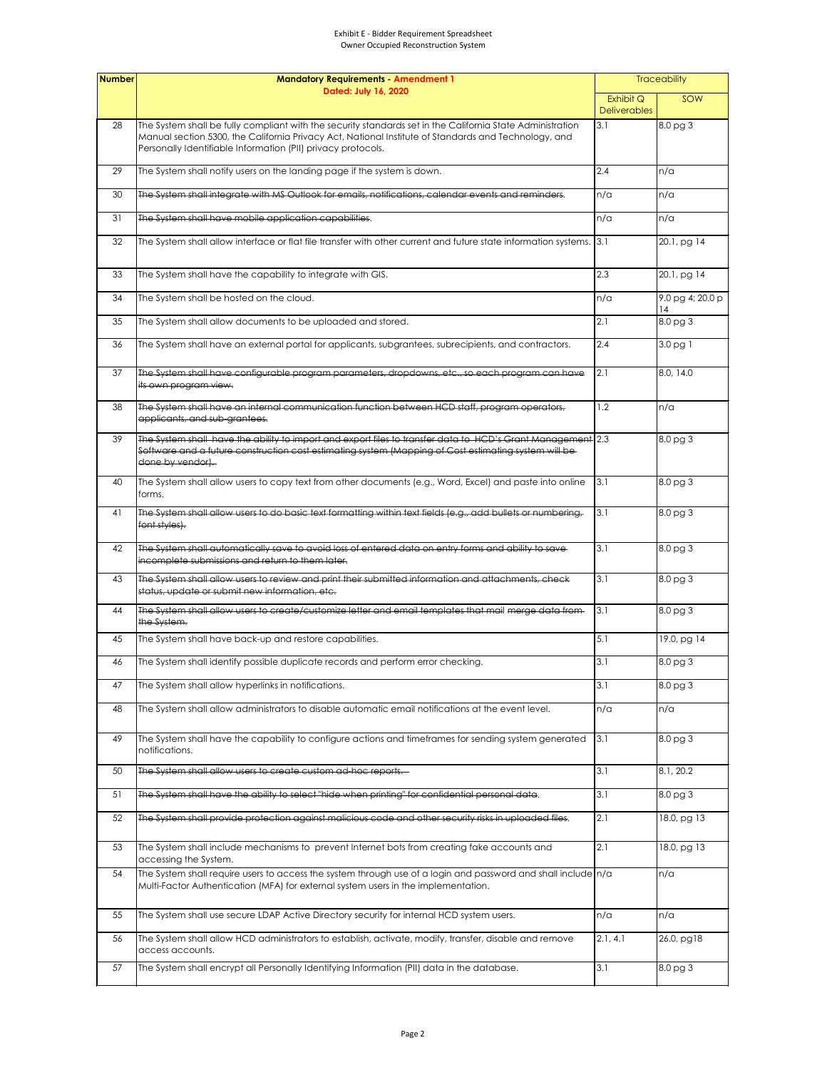Exhibit E - Bidder Requirement Spreadsheet
Owner Occupied Reconstruction System

| Number | Mandatory Requirements - Amendment 1 Dated: July 16, 2020 | Traceability | |
|---|---|---|---|
| | | Exhibit Q Deliverables | SOW |
| 28 | The System shall be fully compliant with the security standards set in the California State Administration Manual section 5300, the California Privacy Act, National Institute of Standards and Technology, and Personally Identifiable Information (PII) privacy protocols. | 3.1 | 8.0 pg 3 |
| 29 | The System shall notify users on the landing page if the system is down. | 2.4 | n/a |
| 30 | ~~The System shall integrate with MS Outlook for emails, notifications, calendar events and reminders.~~ | n/a | n/a |
| 31 | ~~The System shall have mobile application capabilities.~~ | n/a | n/a |
| 32 | The System shall allow interface or flat file transfer with other current and future state information systems. | 3.1 | 20.1, pg 14 |
| 33 | The System shall have the capability to integrate with GIS. | 2.3 | 20.1, pg 14 |
| 34 | The System shall be hosted on the cloud. | n/a | 9.0 pg 4; 20.0 p 14 |
| 35 | The System shall allow documents to be uploaded and stored. | 2.1 | 8.0 pg 3 |
| 36 | The System shall have an external portal for applicants, subgrantees, subrecipients, and contractors. | 2.4 | 3.0 pg 1 |
| 37 | ~~The System shall have configurable program parameters, dropdowns, etc., so each program can have its own program view.~~ | 2.1 | 8.0, 14.0 |
| 38 | ~~The System shall have an internal communication function between HCD staff, program operators, applicants, and sub-grantees.~~ | 1.2 | n/a |
| 39 | ~~The System shall have the ability to import and export files to transfer data to HCD's Grant Management Software and a future construction cost estimating system (Mapping of Cost estimating system will be done by vendor).~~ | 2.3 | 8.0 pg 3 |
| 40 | The System shall allow users to copy text from other documents (e.g., Word, Excel) and paste into online forms. | 3.1 | 8.0 pg 3 |
| 41 | ~~The System shall allow users to do basic text formatting within text fields (e.g., add bullets or numbering, font styles).~~ | 3.1 | 8.0 pg 3 |
| 42 | ~~The System shall automatically save to avoid loss of entered data on entry forms and ability to save incomplete submissions and return to them later.~~ | 3.1 | 8.0 pg 3 |
| 43 | ~~The System shall allow users to review and print their submitted information and attachments, check status, update or submit new information, etc.~~ | 3.1 | 8.0 pg 3 |
| 44 | ~~The System shall allow users to create/customize letter and email templates that mail merge data from the System.~~ | 3.1 | 8.0 pg 3 |
| 45 | The System shall have back-up and restore capabilities. | 5.1 | 19.0, pg 14 |
| 46 | The System shall identify possible duplicate records and perform error checking. | 3.1 | 8.0 pg 3 |
| 47 | The System shall allow hyperlinks in notifications. | 3.1 | 8.0 pg 3 |
| 48 | The System shall allow administrators to disable automatic email notifications at the event level. | n/a | n/a |
| 49 | The System shall have the capability to configure actions and timeframes for sending system generated notifications. | 3.1 | 8.0 pg 3 |
| 50 | ~~The System shall allow users to create custom ad-hoc reports.~~ | 3.1 | 8.1, 20.2 |
| 51 | ~~The System shall have the ability to select "hide when printing" for confidential personal data.~~ | 3.1 | 8.0 pg 3 |
| 52 | ~~The System shall provide protection against malicious code and other security risks in uploaded files.~~ | 2.1 | 18.0, pg 13 |
| 53 | The System shall include mechanisms to prevent Internet bots from creating fake accounts and accessing the System. | 2.1 | 18.0, pg 13 |
| 54 | The System shall require users to access the system through use of a login and password and shall include Multi-Factor Authentication (MFA) for external system users in the implementation. | n/a | n/a |
| 55 | The System shall use secure LDAP Active Directory security for internal HCD system users. | n/a | n/a |
| 56 | The System shall allow HCD administrators to establish, activate, modify, transfer, disable and remove access accounts. | 2.1, 4.1 | 26.0, pg18 |
| 57 | The System shall encrypt all Personally Identifying Information (PII) data in the database. | 3.1 | 8.0 pg 3 |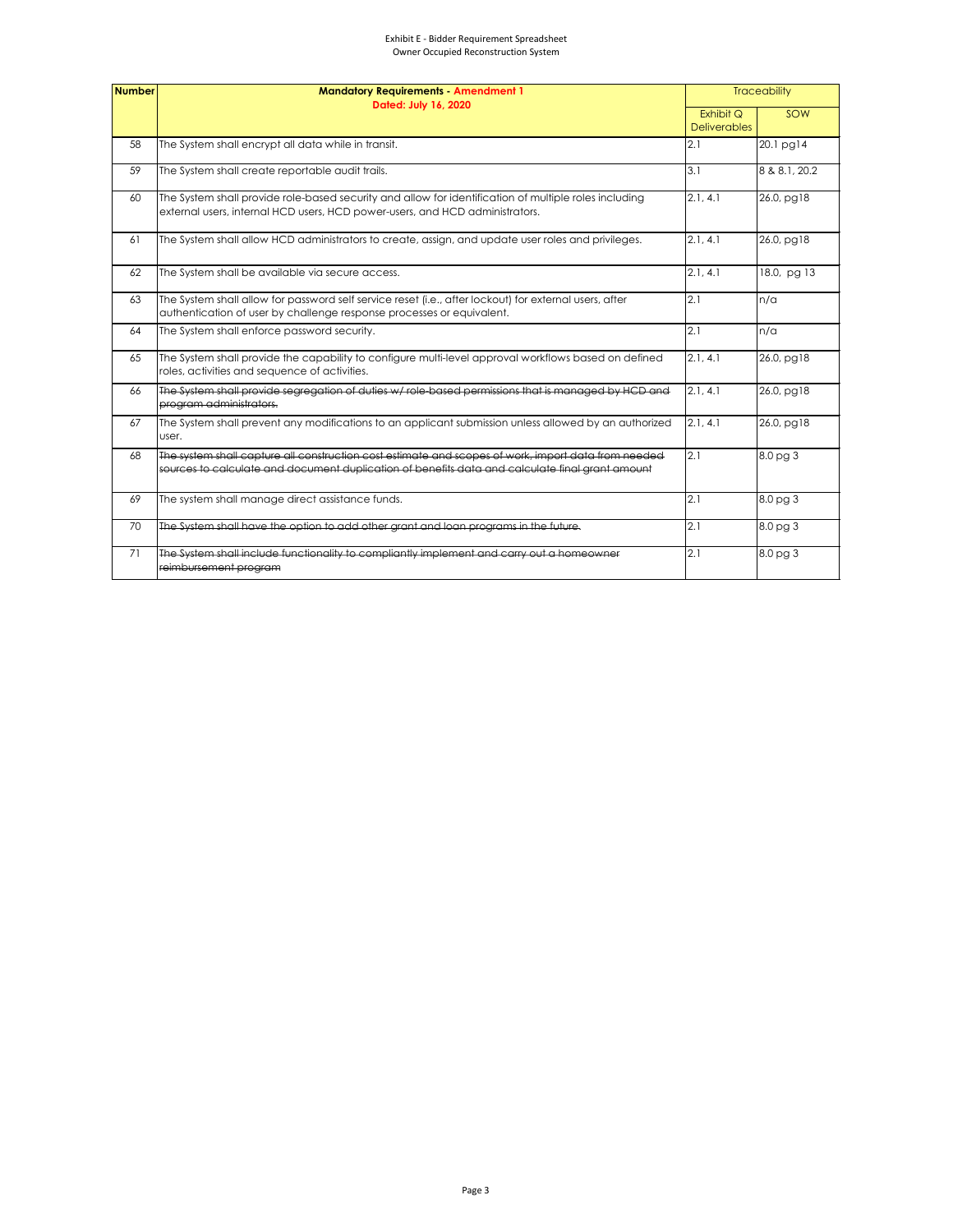Exhibit E - Bidder Requirement Spreadsheet
Owner Occupied Reconstruction System

| Number | Mandatory Requirements - Amendment 1 Dated: July 16, 2020 | Traceability | |
|---|---|---|---|
| | | Exhibit Q Deliverables | SOW |
| 58 | The System shall encrypt all data while in transit. | 2.1 | 20.1 pg14 |
| 59 | The System shall create reportable audit trails. | 3.1 | 8 & 8.1, 20.2 |
| 60 | The System shall provide role-based security and allow for identification of multiple roles including external users, internal HCD users, HCD power-users, and HCD administrators. | 2.1, 4.1 | 26.0, pg18 |
| 61 | The System shall allow HCD administrators to create, assign, and update user roles and privileges. | 2.1, 4.1 | 26.0, pg18 |
| 62 | The System shall be available via secure access. | 2.1, 4.1 | 18.0, pg 13 |
| 63 | The System shall allow for password self service reset (i.e., after lockout) for external users, after authentication of user by challenge response processes or equivalent. | 2.1 | n/a |
| 64 | The System shall enforce password security. | 2.1 | n/a |
| 65 | The System shall provide the capability to configure multi-level approval workflows based on defined roles, activities and sequence of activities. | 2.1, 4.1 | 26.0, pg18 |
| 66 | ~~The System shall provide segregation of duties w/ role-based permissions that is managed by HCD and program administrators.~~ | 2.1, 4.1 | 26.0, pg18 |
| 67 | The System shall prevent any modifications to an applicant submission unless allowed by an authorized user. | 2.1, 4.1 | 26.0, pg18 |
| 68 | ~~The system shall capture all construction cost estimate and scopes of work, import data from needed sources to calculate and document duplication of benefits data and calculate final grant amount~~ | 2.1 | 8.0 pg 3 |
| 69 | The system shall manage direct assistance funds. | 2.1 | 8.0 pg 3 |
| 70 | ~~The System shall have the option to add other grant and loan programs in the future.~~ | 2.1 | 8.0 pg 3 |
| 71 | ~~The System shall include functionality to compliantly implement and carry out a homeowner reimbursement program~~ | 2.1 | 8.0 pg 3 |